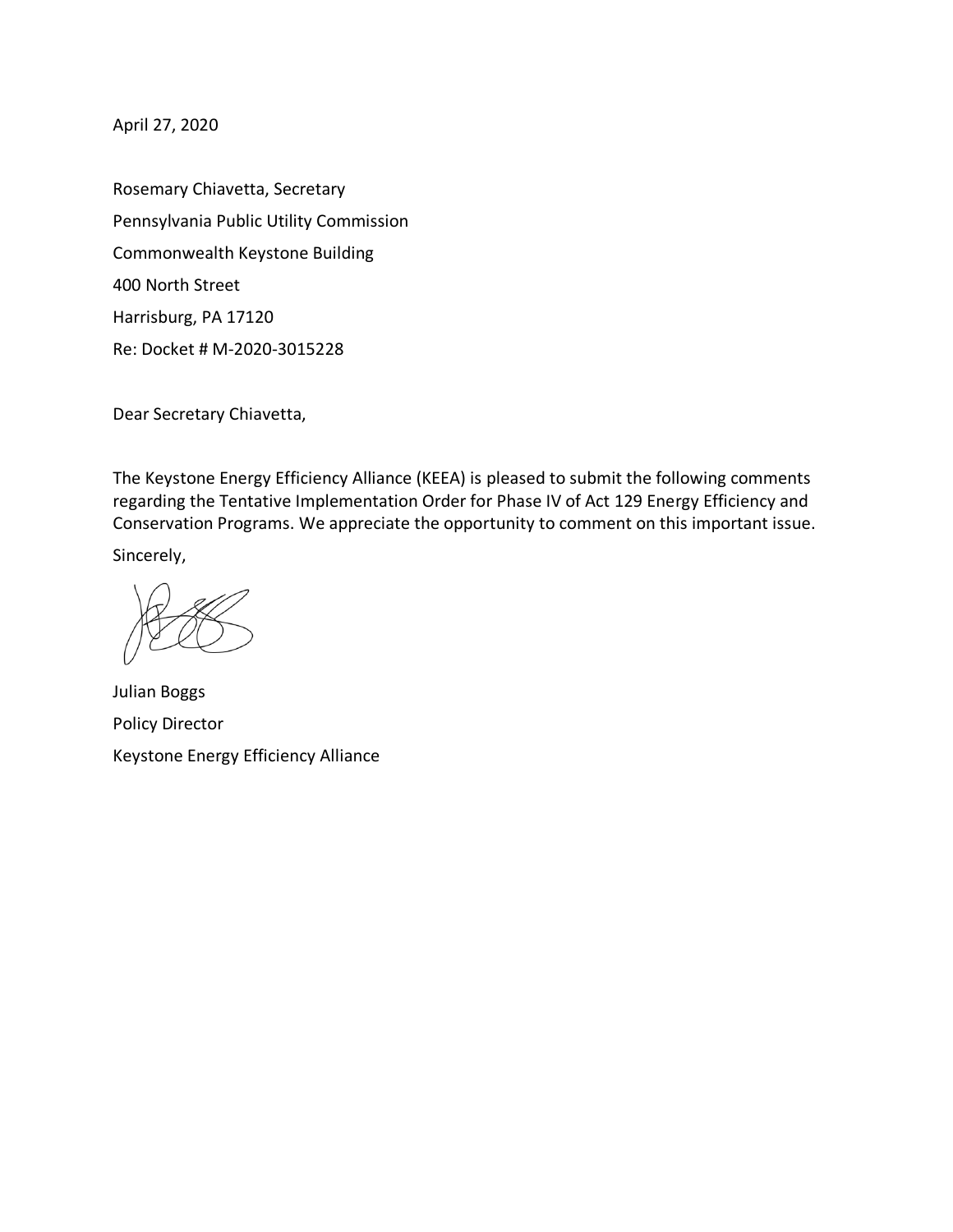April 27, 2020

Rosemary Chiavetta, Secretary

Pennsylvania Public Utility Commission

Commonwealth Keystone Building

400 North Street

Harrisburg, PA 17120

Re: Docket # M-2020-3015228

Dear Secretary Chiavetta,

The Keystone Energy Efficiency Alliance (KEEA) is pleased to submit the following comments regarding the Tentative Implementation Order for Phase IV of Act 129 Energy Efficiency and Conservation Programs. We appreciate the opportunity to comment on this important issue.

Sincerely,

Julian Boggs

Policy Director

Keystone Energy Efficiency Alliance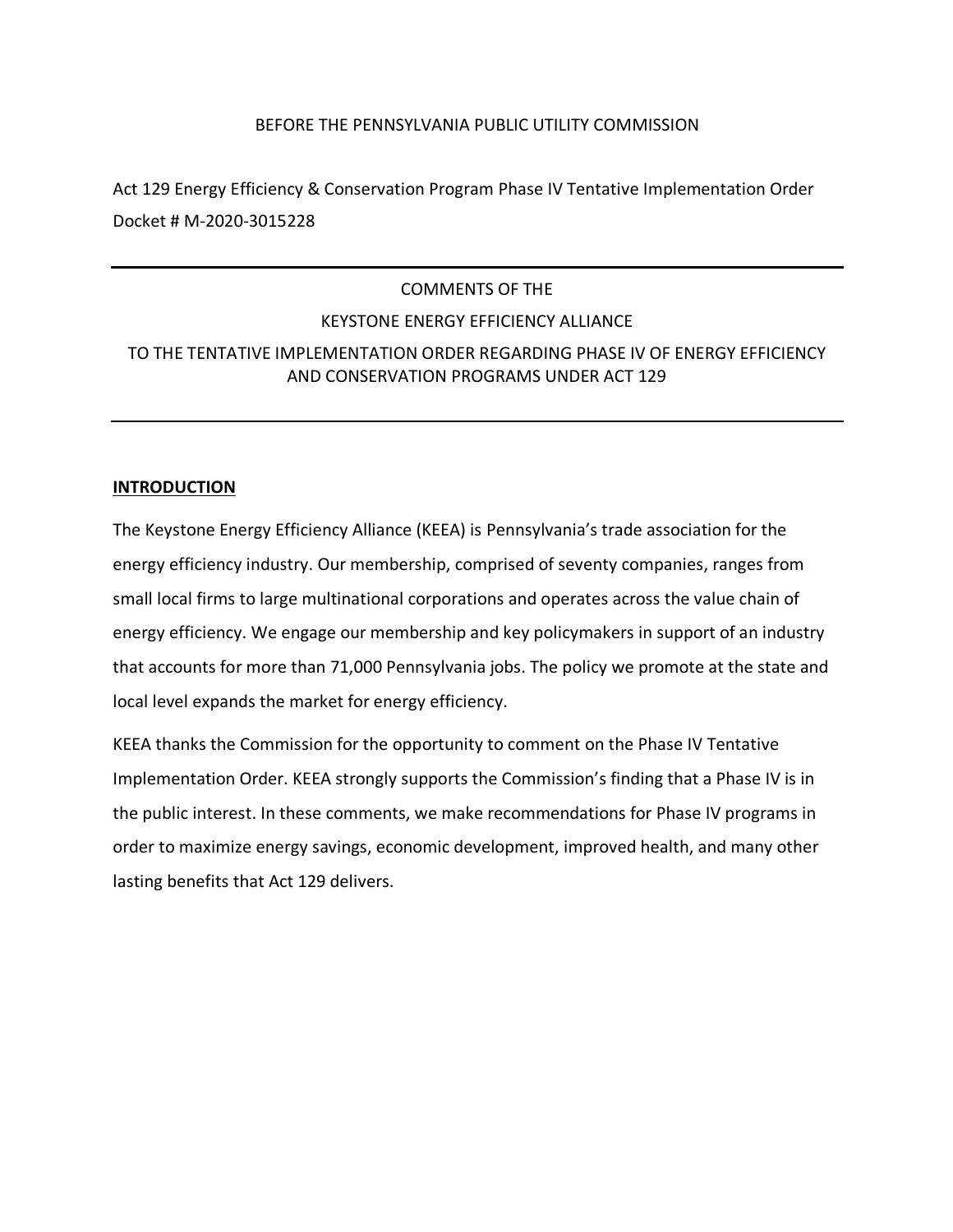BEFORE THE PENNSYLVANIA PUBLIC UTILITY COMMISSION

Act 129 Energy Efficiency & Conservation Program Phase IV Tentative Implementation Order
Docket # M-2020-3015228

---

COMMENTS OF THE

KEYSTONE ENERGY EFFICIENCY ALLIANCE

TO THE TENTATIVE IMPLEMENTATION ORDER REGARDING PHASE IV OF ENERGY EFFICIENCY AND CONSERVATION PROGRAMS UNDER ACT 129

---

## INTRODUCTION

The Keystone Energy Efficiency Alliance (KEEA) is Pennsylvania's trade association for the energy efficiency industry. Our membership, comprised of seventy companies, ranges from small local firms to large multinational corporations and operates across the value chain of energy efficiency. We engage our membership and key policymakers in support of an industry that accounts for more than 71,000 Pennsylvania jobs. The policy we promote at the state and local level expands the market for energy efficiency.

KEEA thanks the Commission for the opportunity to comment on the Phase IV Tentative Implementation Order. KEEA strongly supports the Commission's finding that a Phase IV is in the public interest. In these comments, we make recommendations for Phase IV programs in order to maximize energy savings, economic development, improved health, and many other lasting benefits that Act 129 delivers.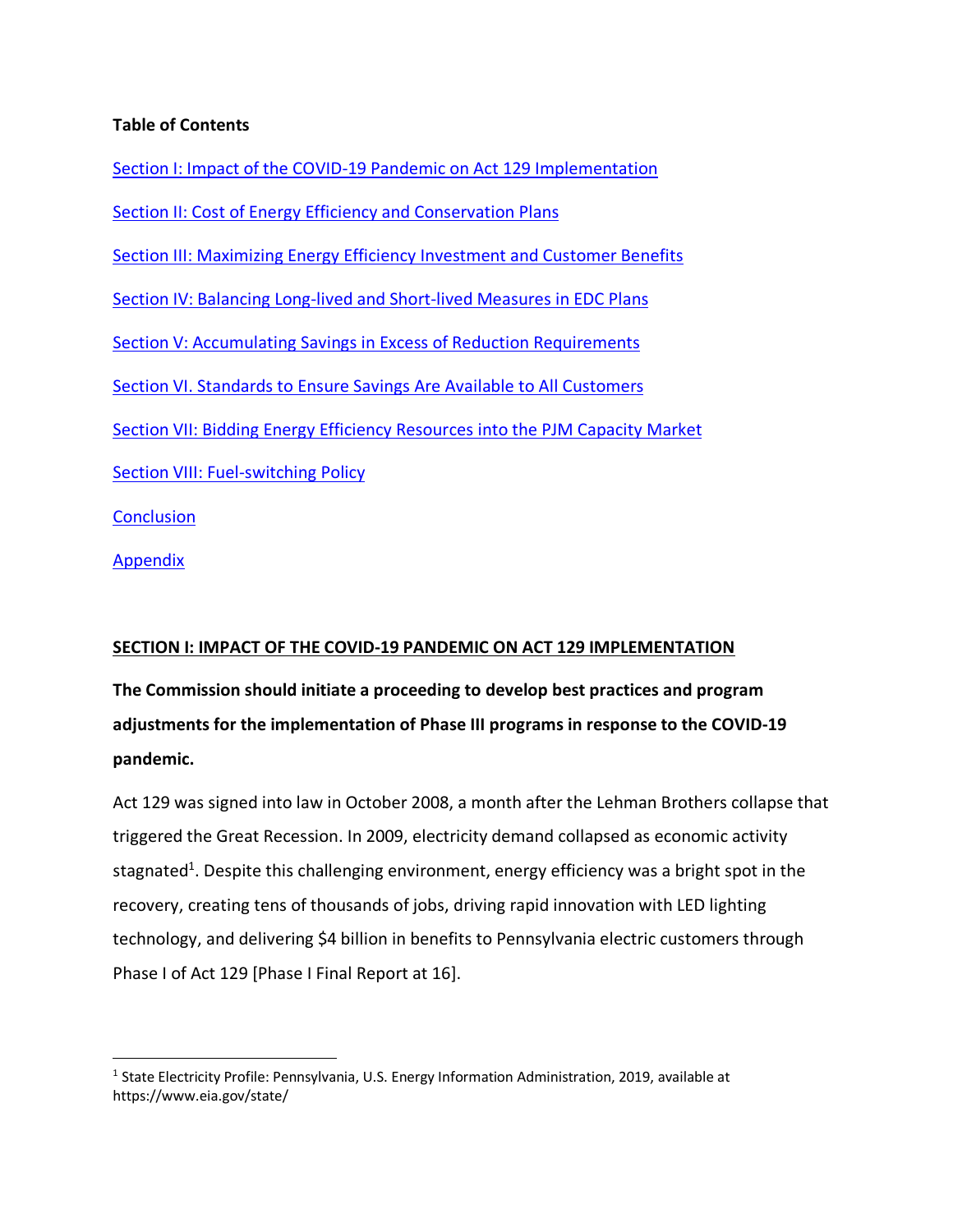**Table of Contents**

[Section I: Impact of the COVID-19 Pandemic on Act 129 Implementation](#)

[Section II: Cost of Energy Efficiency and Conservation Plans](#)

[Section III: Maximizing Energy Efficiency Investment and Customer Benefits](#)

[Section IV: Balancing Long-lived and Short-lived Measures in EDC Plans](#)

[Section V: Accumulating Savings in Excess of Reduction Requirements](#)

[Section VI. Standards to Ensure Savings Are Available to All Customers](#)

[Section VII: Bidding Energy Efficiency Resources into the PJM Capacity Market](#)

[Section VIII: Fuel-switching Policy](#)

[Conclusion](#)

[Appendix](#)

## SECTION I: IMPACT OF THE COVID-19 PANDEMIC ON ACT 129 IMPLEMENTATION

**The Commission should initiate a proceeding to develop best practices and program adjustments for the implementation of Phase III programs in response to the COVID-19 pandemic.**

Act 129 was signed into law in October 2008, a month after the Lehman Brothers collapse that triggered the Great Recession. In 2009, electricity demand collapsed as economic activity stagnated[1]. Despite this challenging environment, energy efficiency was a bright spot in the recovery, creating tens of thousands of jobs, driving rapid innovation with LED lighting technology, and delivering $4 billion in benefits to Pennsylvania electric customers through Phase I of Act 129 [Phase I Final Report at 16].

[1] State Electricity Profile: Pennsylvania, U.S. Energy Information Administration, 2019, available at https://www.eia.gov/state/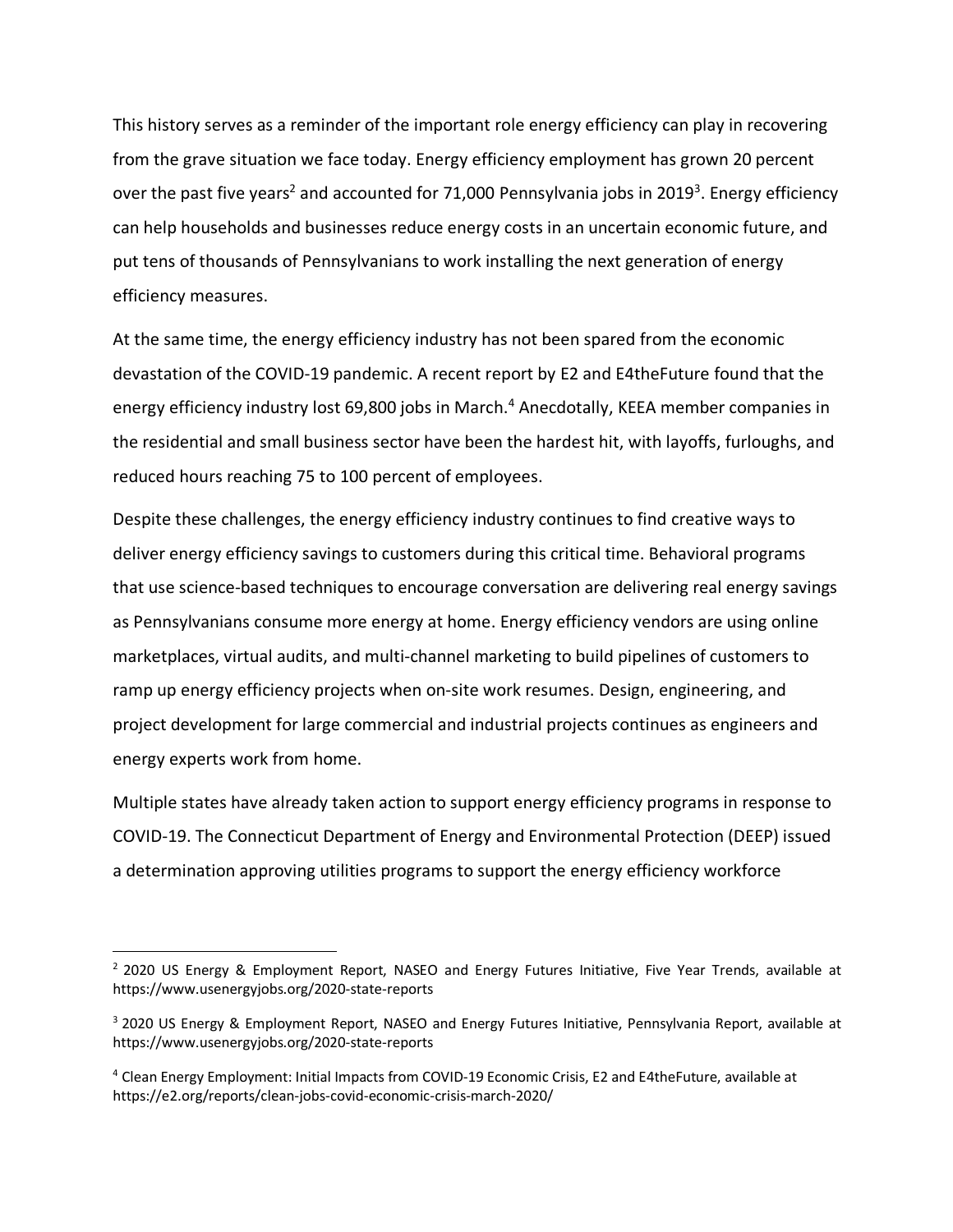This history serves as a reminder of the important role energy efficiency can play in recovering from the grave situation we face today. Energy efficiency employment has grown 20 percent over the past five years[2] and accounted for 71,000 Pennsylvania jobs in 2019[3]. Energy efficiency can help households and businesses reduce energy costs in an uncertain economic future, and put tens of thousands of Pennsylvanians to work installing the next generation of energy efficiency measures.

At the same time, the energy efficiency industry has not been spared from the economic devastation of the COVID-19 pandemic. A recent report by E2 and E4theFuture found that the energy efficiency industry lost 69,800 jobs in March.[4] Anecdotally, KEEA member companies in the residential and small business sector have been the hardest hit, with layoffs, furloughs, and reduced hours reaching 75 to 100 percent of employees.

Despite these challenges, the energy efficiency industry continues to find creative ways to deliver energy efficiency savings to customers during this critical time. Behavioral programs that use science-based techniques to encourage conversation are delivering real energy savings as Pennsylvanians consume more energy at home. Energy efficiency vendors are using online marketplaces, virtual audits, and multi-channel marketing to build pipelines of customers to ramp up energy efficiency projects when on-site work resumes. Design, engineering, and project development for large commercial and industrial projects continues as engineers and energy experts work from home.

Multiple states have already taken action to support energy efficiency programs in response to COVID-19. The Connecticut Department of Energy and Environmental Protection (DEEP) issued a determination approving utilities programs to support the energy efficiency workforce

---

[2] 2020 US Energy & Employment Report, NASEO and Energy Futures Initiative, Five Year Trends, available at https://www.usenergyjobs.org/2020-state-reports

[3] 2020 US Energy & Employment Report, NASEO and Energy Futures Initiative, Pennsylvania Report, available at https://www.usenergyjobs.org/2020-state-reports

[4] Clean Energy Employment: Initial Impacts from COVID-19 Economic Crisis, E2 and E4theFuture, available at https://e2.org/reports/clean-jobs-covid-economic-crisis-march-2020/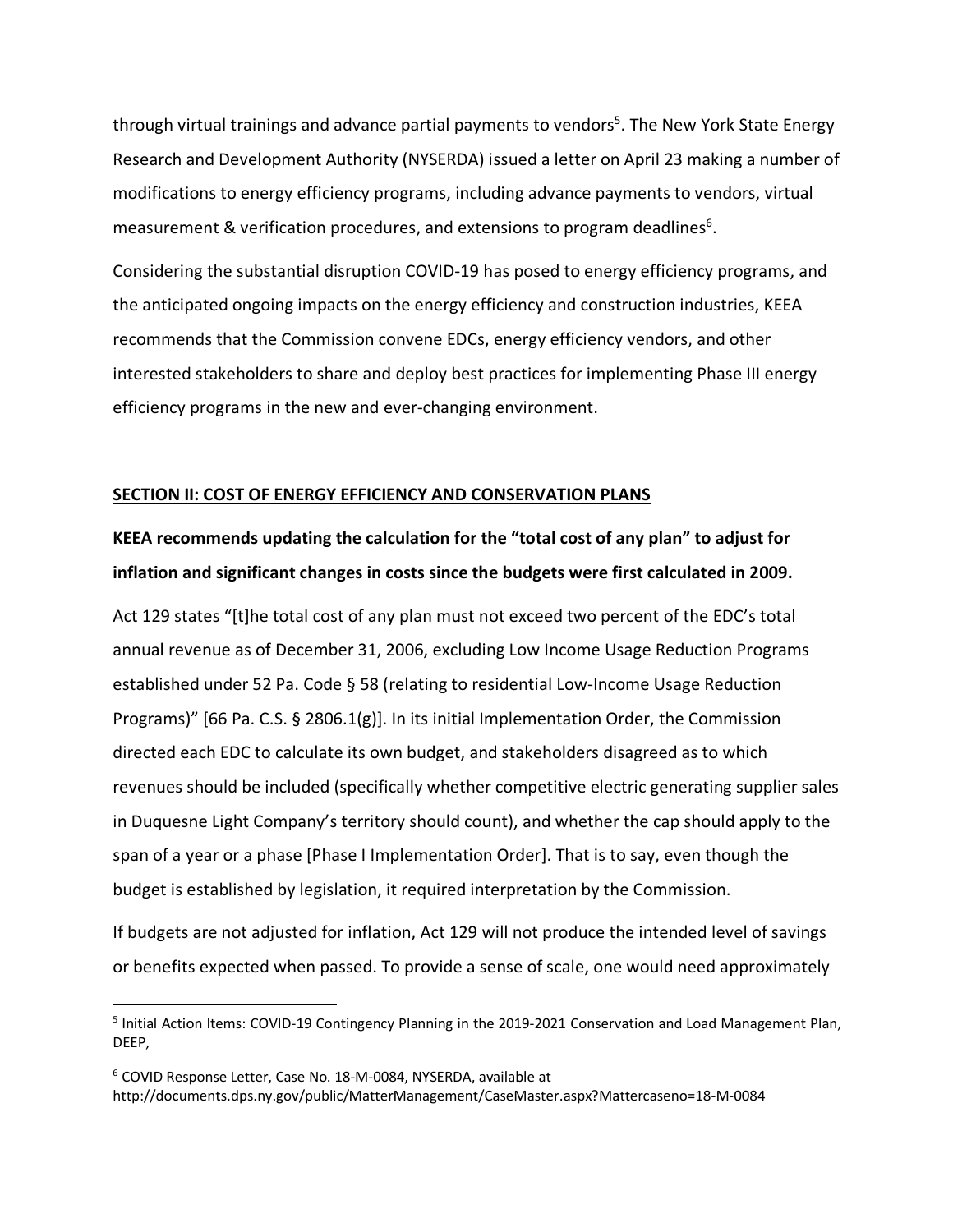through virtual trainings and advance partial payments to vendors[5]. The New York State Energy Research and Development Authority (NYSERDA) issued a letter on April 23 making a number of modifications to energy efficiency programs, including advance payments to vendors, virtual measurement & verification procedures, and extensions to program deadlines[6].

Considering the substantial disruption COVID-19 has posed to energy efficiency programs, and the anticipated ongoing impacts on the energy efficiency and construction industries, KEEA recommends that the Commission convene EDCs, energy efficiency vendors, and other interested stakeholders to share and deploy best practices for implementing Phase III energy efficiency programs in the new and ever-changing environment.

## SECTION II: COST OF ENERGY EFFICIENCY AND CONSERVATION PLANS

**KEEA recommends updating the calculation for the "total cost of any plan" to adjust for inflation and significant changes in costs since the budgets were first calculated in 2009.**

Act 129 states "[t]he total cost of any plan must not exceed two percent of the EDC's total annual revenue as of December 31, 2006, excluding Low Income Usage Reduction Programs established under 52 Pa. Code § 58 (relating to residential Low-Income Usage Reduction Programs)" [66 Pa. C.S. § 2806.1(g)]. In its initial Implementation Order, the Commission directed each EDC to calculate its own budget, and stakeholders disagreed as to which revenues should be included (specifically whether competitive electric generating supplier sales in Duquesne Light Company's territory should count), and whether the cap should apply to the span of a year or a phase [Phase I Implementation Order]. That is to say, even though the budget is established by legislation, it required interpretation by the Commission.

If budgets are not adjusted for inflation, Act 129 will not produce the intended level of savings or benefits expected when passed. To provide a sense of scale, one would need approximately

---

[5] Initial Action Items: COVID-19 Contingency Planning in the 2019-2021 Conservation and Load Management Plan, DEEP,

[6] COVID Response Letter, Case No. 18-M-0084, NYSERDA, available at http://documents.dps.ny.gov/public/MatterManagement/CaseMaster.aspx?Mattercaseno=18-M-0084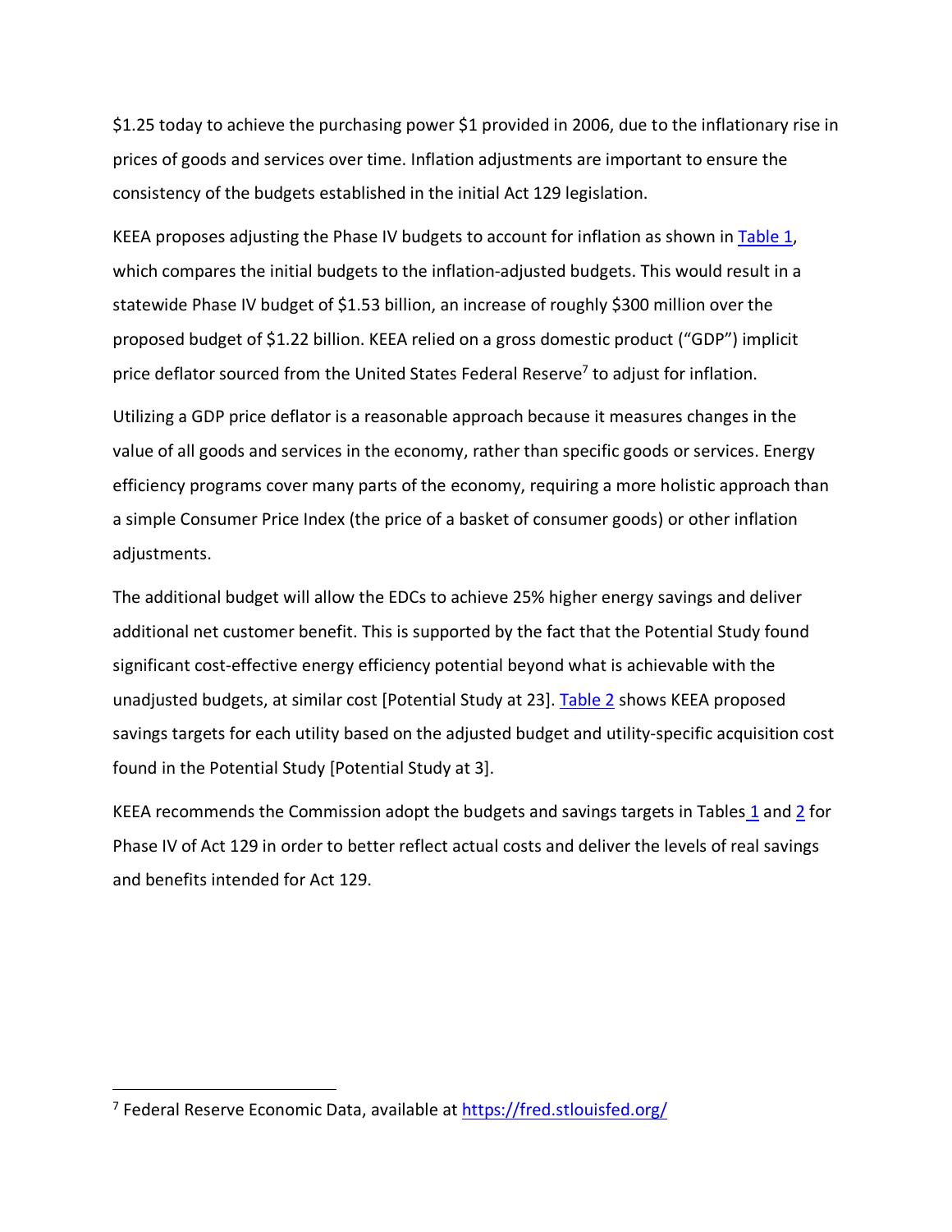$1.25 today to achieve the purchasing power $1 provided in 2006, due to the inflationary rise in prices of goods and services over time. Inflation adjustments are important to ensure the consistency of the budgets established in the initial Act 129 legislation.

KEEA proposes adjusting the Phase IV budgets to account for inflation as shown in Table 1, which compares the initial budgets to the inflation-adjusted budgets. This would result in a statewide Phase IV budget of $1.53 billion, an increase of roughly $300 million over the proposed budget of $1.22 billion. KEEA relied on a gross domestic product ("GDP") implicit price deflator sourced from the United States Federal Reserve[7] to adjust for inflation.

Utilizing a GDP price deflator is a reasonable approach because it measures changes in the value of all goods and services in the economy, rather than specific goods or services. Energy efficiency programs cover many parts of the economy, requiring a more holistic approach than a simple Consumer Price Index (the price of a basket of consumer goods) or other inflation adjustments.

The additional budget will allow the EDCs to achieve 25% higher energy savings and deliver additional net customer benefit. This is supported by the fact that the Potential Study found significant cost-effective energy efficiency potential beyond what is achievable with the unadjusted budgets, at similar cost [Potential Study at 23]. Table 2 shows KEEA proposed savings targets for each utility based on the adjusted budget and utility-specific acquisition cost found in the Potential Study [Potential Study at 3].

KEEA recommends the Commission adopt the budgets and savings targets in Tables 1 and 2 for Phase IV of Act 129 in order to better reflect actual costs and deliver the levels of real savings and benefits intended for Act 129.

[7] Federal Reserve Economic Data, available at https://fred.stlouisfed.org/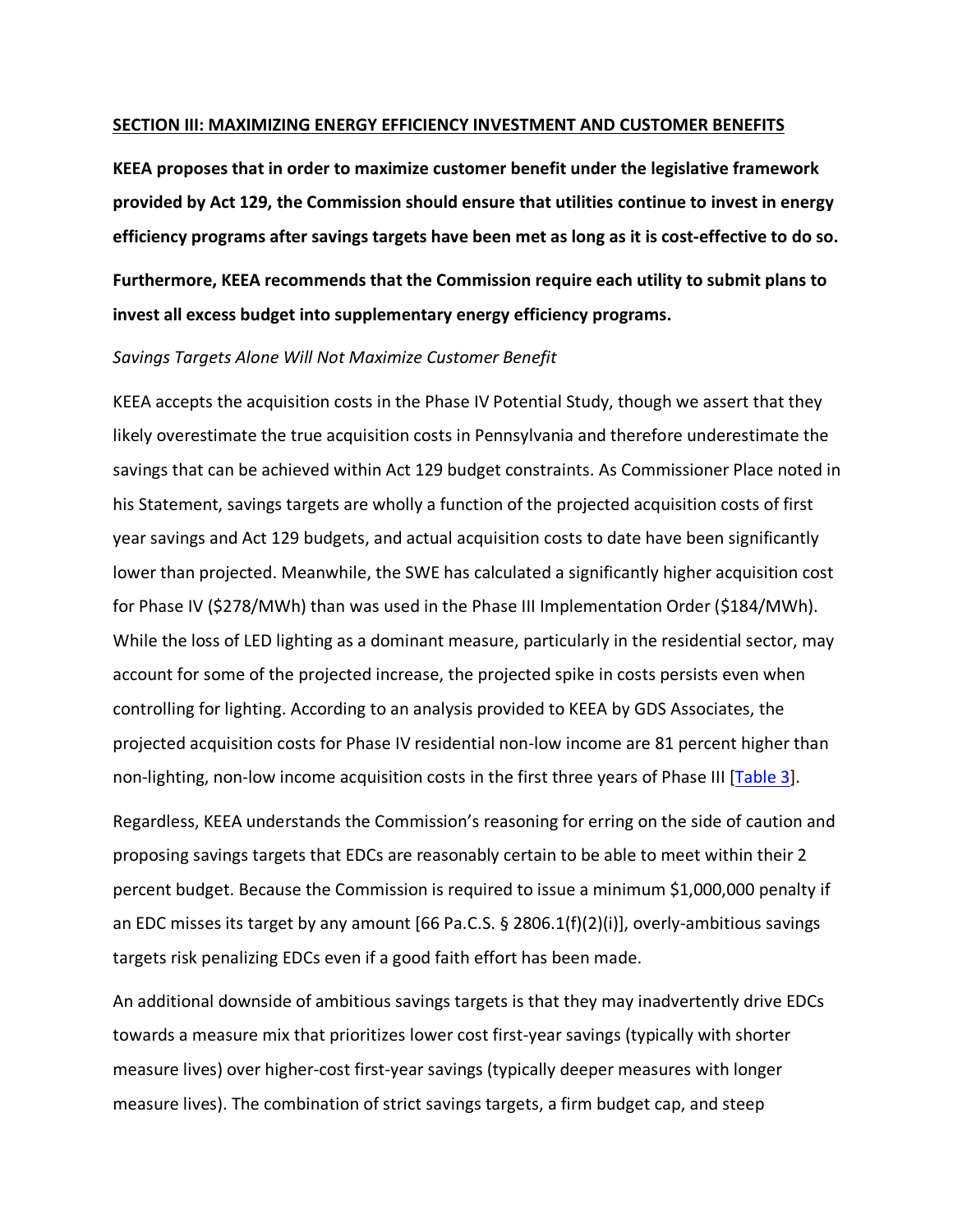## SECTION III: MAXIMIZING ENERGY EFFICIENCY INVESTMENT AND CUSTOMER BENEFITS

**KEEA proposes that in order to maximize customer benefit under the legislative framework provided by Act 129, the Commission should ensure that utilities continue to invest in energy efficiency programs after savings targets have been met as long as it is cost-effective to do so.**

**Furthermore, KEEA recommends that the Commission require each utility to submit plans to invest all excess budget into supplementary energy efficiency programs.**

*Savings Targets Alone Will Not Maximize Customer Benefit*

KEEA accepts the acquisition costs in the Phase IV Potential Study, though we assert that they likely overestimate the true acquisition costs in Pennsylvania and therefore underestimate the savings that can be achieved within Act 129 budget constraints. As Commissioner Place noted in his Statement, savings targets are wholly a function of the projected acquisition costs of first year savings and Act 129 budgets, and actual acquisition costs to date have been significantly lower than projected. Meanwhile, the SWE has calculated a significantly higher acquisition cost for Phase IV ($278/MWh) than was used in the Phase III Implementation Order ($184/MWh). While the loss of LED lighting as a dominant measure, particularly in the residential sector, may account for some of the projected increase, the projected spike in costs persists even when controlling for lighting. According to an analysis provided to KEEA by GDS Associates, the projected acquisition costs for Phase IV residential non-low income are 81 percent higher than non-lighting, non-low income acquisition costs in the first three years of Phase III [Table 3].

Regardless, KEEA understands the Commission's reasoning for erring on the side of caution and proposing savings targets that EDCs are reasonably certain to be able to meet within their 2 percent budget. Because the Commission is required to issue a minimum $1,000,000 penalty if an EDC misses its target by any amount [66 Pa.C.S. § 2806.1(f)(2)(i)], overly-ambitious savings targets risk penalizing EDCs even if a good faith effort has been made.

An additional downside of ambitious savings targets is that they may inadvertently drive EDCs towards a measure mix that prioritizes lower cost first-year savings (typically with shorter measure lives) over higher-cost first-year savings (typically deeper measures with longer measure lives). The combination of strict savings targets, a firm budget cap, and steep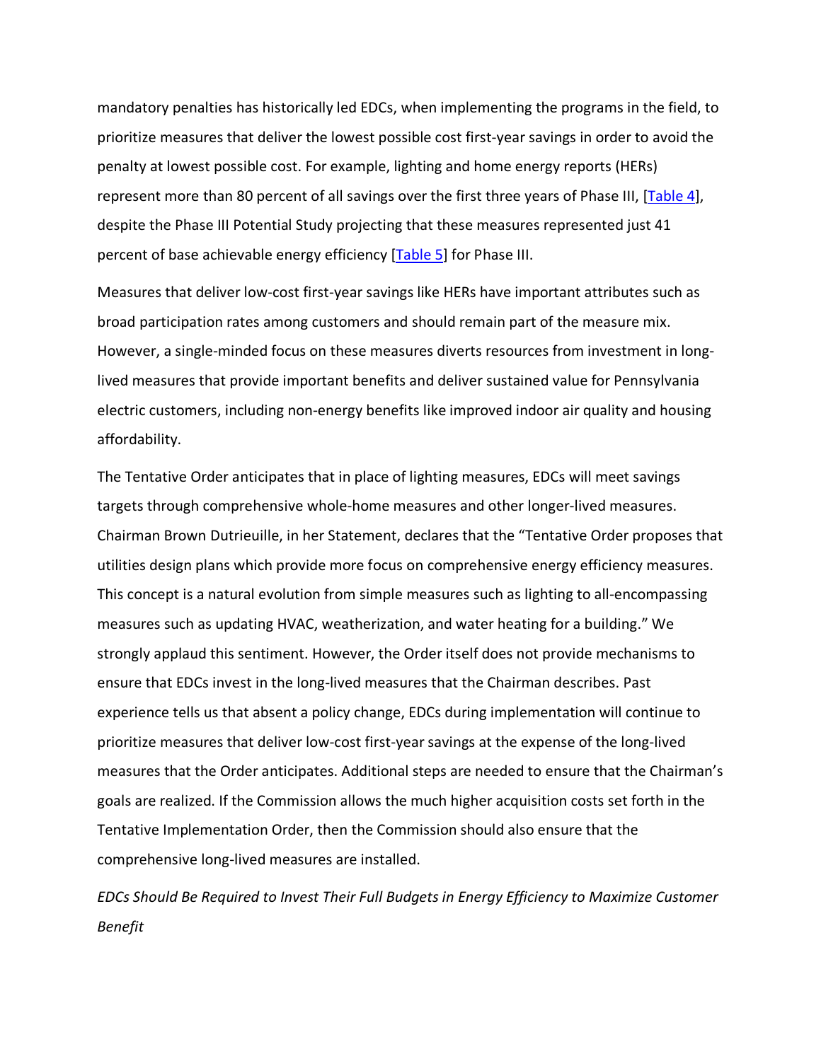mandatory penalties has historically led EDCs, when implementing the programs in the field, to prioritize measures that deliver the lowest possible cost first-year savings in order to avoid the penalty at lowest possible cost. For example, lighting and home energy reports (HERs) represent more than 80 percent of all savings over the first three years of Phase III, [Table 4], despite the Phase III Potential Study projecting that these measures represented just 41 percent of base achievable energy efficiency [Table 5] for Phase III.

Measures that deliver low-cost first-year savings like HERs have important attributes such as broad participation rates among customers and should remain part of the measure mix. However, a single-minded focus on these measures diverts resources from investment in long-lived measures that provide important benefits and deliver sustained value for Pennsylvania electric customers, including non-energy benefits like improved indoor air quality and housing affordability.

The Tentative Order anticipates that in place of lighting measures, EDCs will meet savings targets through comprehensive whole-home measures and other longer-lived measures. Chairman Brown Dutrieuille, in her Statement, declares that the "Tentative Order proposes that utilities design plans which provide more focus on comprehensive energy efficiency measures. This concept is a natural evolution from simple measures such as lighting to all-encompassing measures such as updating HVAC, weatherization, and water heating for a building." We strongly applaud this sentiment. However, the Order itself does not provide mechanisms to ensure that EDCs invest in the long-lived measures that the Chairman describes. Past experience tells us that absent a policy change, EDCs during implementation will continue to prioritize measures that deliver low-cost first-year savings at the expense of the long-lived measures that the Order anticipates. Additional steps are needed to ensure that the Chairman's goals are realized. If the Commission allows the much higher acquisition costs set forth in the Tentative Implementation Order, then the Commission should also ensure that the comprehensive long-lived measures are installed.

*EDCs Should Be Required to Invest Their Full Budgets in Energy Efficiency to Maximize Customer Benefit*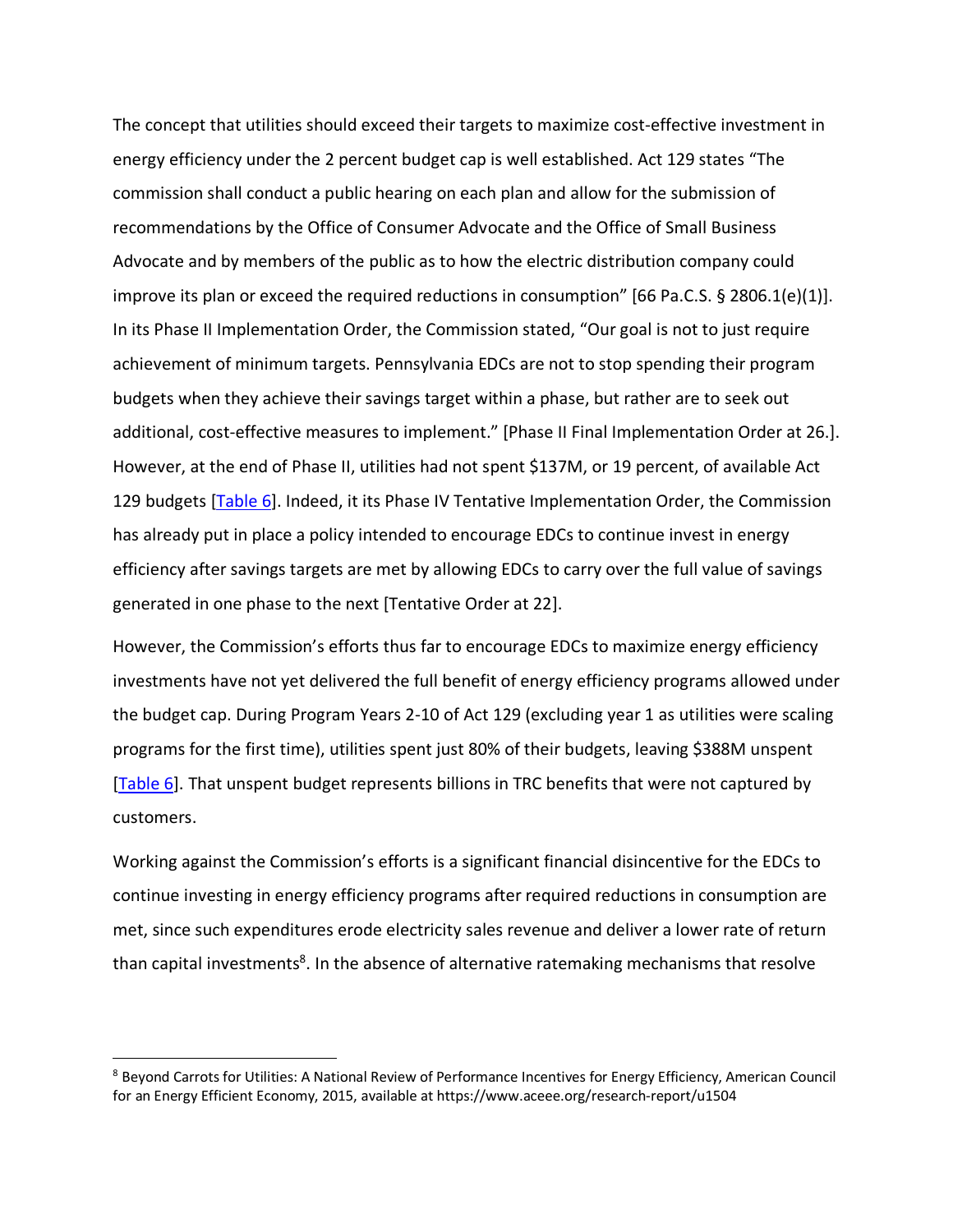The concept that utilities should exceed their targets to maximize cost-effective investment in energy efficiency under the 2 percent budget cap is well established. Act 129 states "The commission shall conduct a public hearing on each plan and allow for the submission of recommendations by the Office of Consumer Advocate and the Office of Small Business Advocate and by members of the public as to how the electric distribution company could improve its plan or exceed the required reductions in consumption" [66 Pa.C.S. § 2806.1(e)(1)]. In its Phase II Implementation Order, the Commission stated, "Our goal is not to just require achievement of minimum targets. Pennsylvania EDCs are not to stop spending their program budgets when they achieve their savings target within a phase, but rather are to seek out additional, cost-effective measures to implement." [Phase II Final Implementation Order at 26.]. However, at the end of Phase II, utilities had not spent $137M, or 19 percent, of available Act 129 budgets [Table 6]. Indeed, it its Phase IV Tentative Implementation Order, the Commission has already put in place a policy intended to encourage EDCs to continue invest in energy efficiency after savings targets are met by allowing EDCs to carry over the full value of savings generated in one phase to the next [Tentative Order at 22].

However, the Commission's efforts thus far to encourage EDCs to maximize energy efficiency investments have not yet delivered the full benefit of energy efficiency programs allowed under the budget cap. During Program Years 2-10 of Act 129 (excluding year 1 as utilities were scaling programs for the first time), utilities spent just 80% of their budgets, leaving $388M unspent [Table 6]. That unspent budget represents billions in TRC benefits that were not captured by customers.

Working against the Commission's efforts is a significant financial disincentive for the EDCs to continue investing in energy efficiency programs after required reductions in consumption are met, since such expenditures erode electricity sales revenue and deliver a lower rate of return than capital investments[8]. In the absence of alternative ratemaking mechanisms that resolve

[8] Beyond Carrots for Utilities: A National Review of Performance Incentives for Energy Efficiency, American Council for an Energy Efficient Economy, 2015, available at https://www.aceee.org/research-report/u1504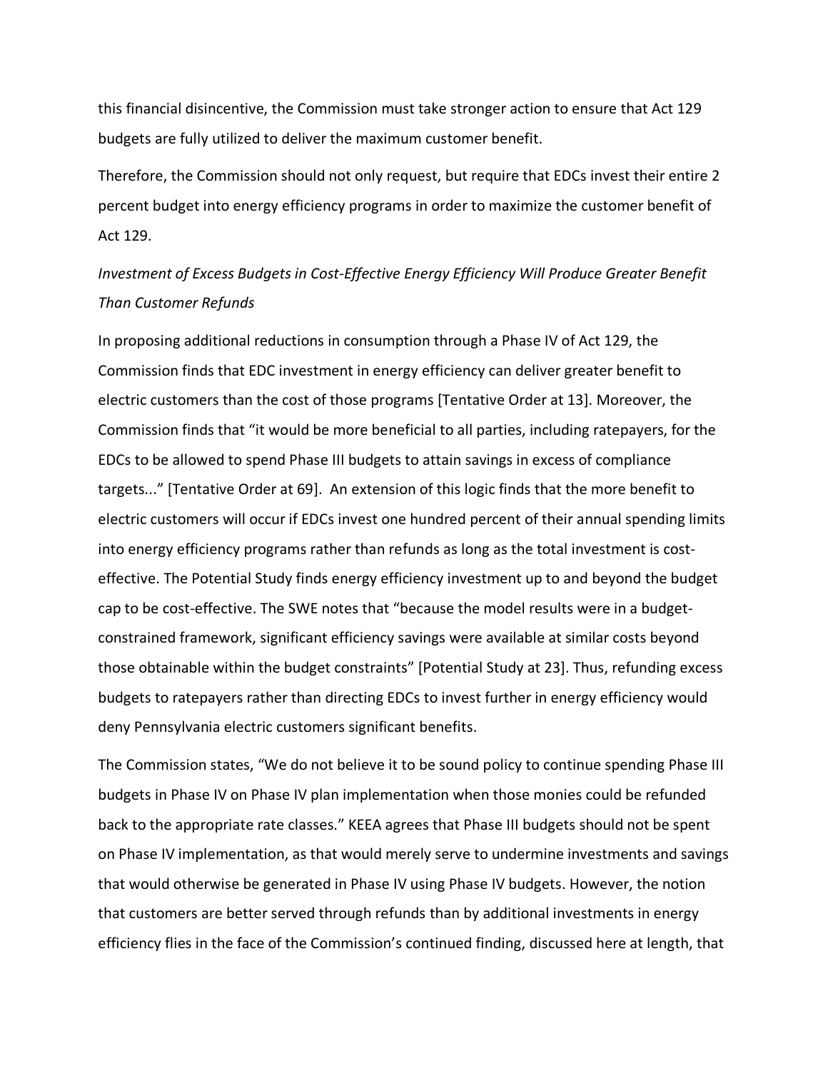this financial disincentive, the Commission must take stronger action to ensure that Act 129 budgets are fully utilized to deliver the maximum customer benefit.

Therefore, the Commission should not only request, but require that EDCs invest their entire 2 percent budget into energy efficiency programs in order to maximize the customer benefit of Act 129.

*Investment of Excess Budgets in Cost-Effective Energy Efficiency Will Produce Greater Benefit Than Customer Refunds*

In proposing additional reductions in consumption through a Phase IV of Act 129, the Commission finds that EDC investment in energy efficiency can deliver greater benefit to electric customers than the cost of those programs [Tentative Order at 13]. Moreover, the Commission finds that "it would be more beneficial to all parties, including ratepayers, for the EDCs to be allowed to spend Phase III budgets to attain savings in excess of compliance targets..." [Tentative Order at 69]. An extension of this logic finds that the more benefit to electric customers will occur if EDCs invest one hundred percent of their annual spending limits into energy efficiency programs rather than refunds as long as the total investment is cost-effective. The Potential Study finds energy efficiency investment up to and beyond the budget cap to be cost-effective. The SWE notes that "because the model results were in a budget-constrained framework, significant efficiency savings were available at similar costs beyond those obtainable within the budget constraints" [Potential Study at 23]. Thus, refunding excess budgets to ratepayers rather than directing EDCs to invest further in energy efficiency would deny Pennsylvania electric customers significant benefits.

The Commission states, "We do not believe it to be sound policy to continue spending Phase III budgets in Phase IV on Phase IV plan implementation when those monies could be refunded back to the appropriate rate classes." KEEA agrees that Phase III budgets should not be spent on Phase IV implementation, as that would merely serve to undermine investments and savings that would otherwise be generated in Phase IV using Phase IV budgets. However, the notion that customers are better served through refunds than by additional investments in energy efficiency flies in the face of the Commission's continued finding, discussed here at length, that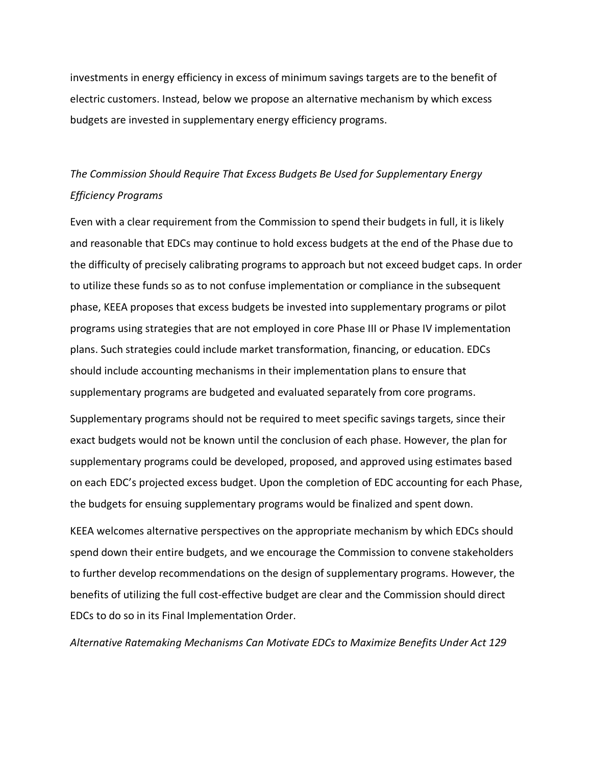investments in energy efficiency in excess of minimum savings targets are to the benefit of electric customers. Instead, below we propose an alternative mechanism by which excess budgets are invested in supplementary energy efficiency programs.

*The Commission Should Require That Excess Budgets Be Used for Supplementary Energy Efficiency Programs*

Even with a clear requirement from the Commission to spend their budgets in full, it is likely and reasonable that EDCs may continue to hold excess budgets at the end of the Phase due to the difficulty of precisely calibrating programs to approach but not exceed budget caps. In order to utilize these funds so as to not confuse implementation or compliance in the subsequent phase, KEEA proposes that excess budgets be invested into supplementary programs or pilot programs using strategies that are not employed in core Phase III or Phase IV implementation plans. Such strategies could include market transformation, financing, or education. EDCs should include accounting mechanisms in their implementation plans to ensure that supplementary programs are budgeted and evaluated separately from core programs.

Supplementary programs should not be required to meet specific savings targets, since their exact budgets would not be known until the conclusion of each phase. However, the plan for supplementary programs could be developed, proposed, and approved using estimates based on each EDC's projected excess budget. Upon the completion of EDC accounting for each Phase, the budgets for ensuing supplementary programs would be finalized and spent down.

KEEA welcomes alternative perspectives on the appropriate mechanism by which EDCs should spend down their entire budgets, and we encourage the Commission to convene stakeholders to further develop recommendations on the design of supplementary programs. However, the benefits of utilizing the full cost-effective budget are clear and the Commission should direct EDCs to do so in its Final Implementation Order.

*Alternative Ratemaking Mechanisms Can Motivate EDCs to Maximize Benefits Under Act 129*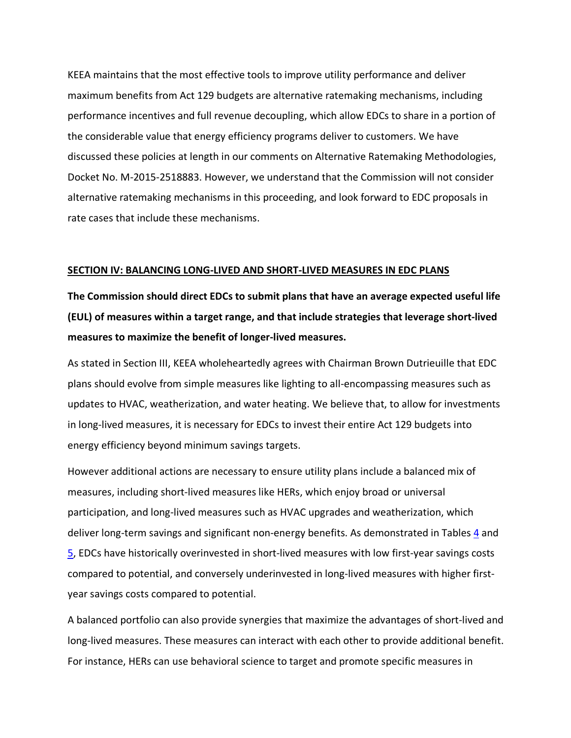KEEA maintains that the most effective tools to improve utility performance and deliver maximum benefits from Act 129 budgets are alternative ratemaking mechanisms, including performance incentives and full revenue decoupling, which allow EDCs to share in a portion of the considerable value that energy efficiency programs deliver to customers. We have discussed these policies at length in our comments on Alternative Ratemaking Methodologies, Docket No. M-2015-2518883. However, we understand that the Commission will not consider alternative ratemaking mechanisms in this proceeding, and look forward to EDC proposals in rate cases that include these mechanisms.

## SECTION IV: BALANCING LONG-LIVED AND SHORT-LIVED MEASURES IN EDC PLANS

**The Commission should direct EDCs to submit plans that have an average expected useful life (EUL) of measures within a target range, and that include strategies that leverage short-lived measures to maximize the benefit of longer-lived measures.**

As stated in Section III, KEEA wholeheartedly agrees with Chairman Brown Dutrieuille that EDC plans should evolve from simple measures like lighting to all-encompassing measures such as updates to HVAC, weatherization, and water heating. We believe that, to allow for investments in long-lived measures, it is necessary for EDCs to invest their entire Act 129 budgets into energy efficiency beyond minimum savings targets.

However additional actions are necessary to ensure utility plans include a balanced mix of measures, including short-lived measures like HERs, which enjoy broad or universal participation, and long-lived measures such as HVAC upgrades and weatherization, which deliver long-term savings and significant non-energy benefits. As demonstrated in Tables 4 and 5, EDCs have historically overinvested in short-lived measures with low first-year savings costs compared to potential, and conversely underinvested in long-lived measures with higher first-year savings costs compared to potential.

A balanced portfolio can also provide synergies that maximize the advantages of short-lived and long-lived measures. These measures can interact with each other to provide additional benefit. For instance, HERs can use behavioral science to target and promote specific measures in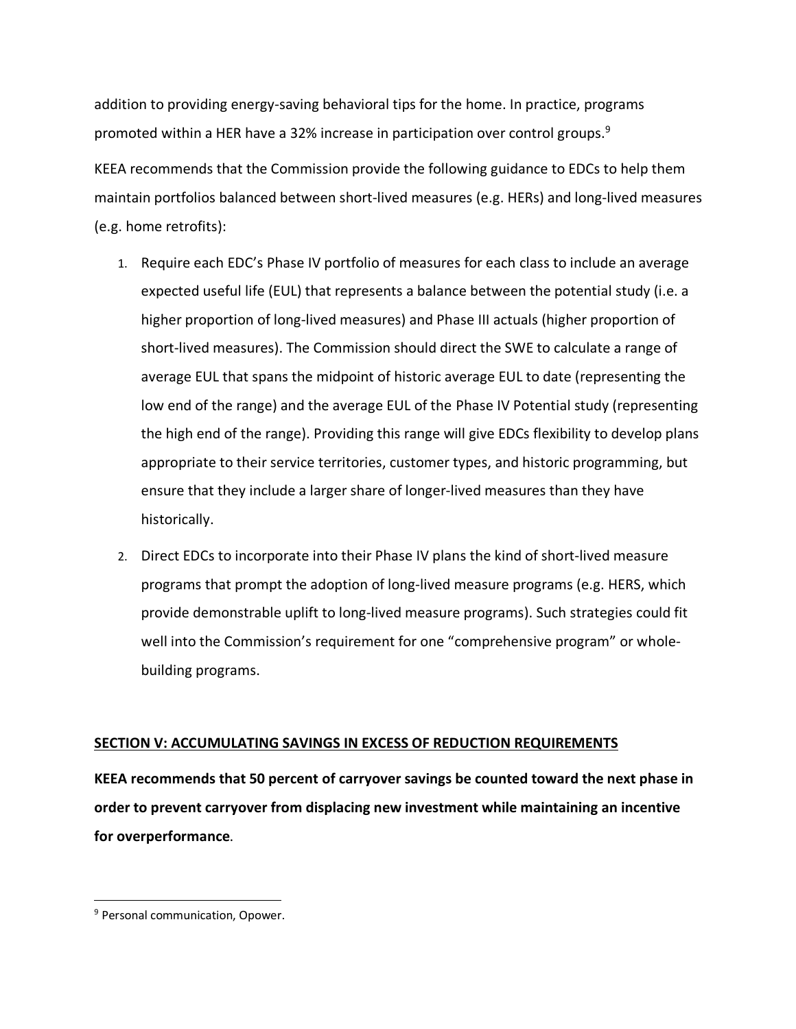addition to providing energy-saving behavioral tips for the home. In practice, programs promoted within a HER have a 32% increase in participation over control groups.[9]

KEEA recommends that the Commission provide the following guidance to EDCs to help them maintain portfolios balanced between short-lived measures (e.g. HERs) and long-lived measures (e.g. home retrofits):

1. Require each EDC's Phase IV portfolio of measures for each class to include an average expected useful life (EUL) that represents a balance between the potential study (i.e. a higher proportion of long-lived measures) and Phase III actuals (higher proportion of short-lived measures). The Commission should direct the SWE to calculate a range of average EUL that spans the midpoint of historic average EUL to date (representing the low end of the range) and the average EUL of the Phase IV Potential study (representing the high end of the range). Providing this range will give EDCs flexibility to develop plans appropriate to their service territories, customer types, and historic programming, but ensure that they include a larger share of longer-lived measures than they have historically.
2. Direct EDCs to incorporate into their Phase IV plans the kind of short-lived measure programs that prompt the adoption of long-lived measure programs (e.g. HERS, which provide demonstrable uplift to long-lived measure programs). Such strategies could fit well into the Commission's requirement for one "comprehensive program" or whole-building programs.

## SECTION V: ACCUMULATING SAVINGS IN EXCESS OF REDUCTION REQUIREMENTS

**KEEA recommends that 50 percent of carryover savings be counted toward the next phase in order to prevent carryover from displacing new investment while maintaining an incentive for overperformance**.

[9] Personal communication, Opower.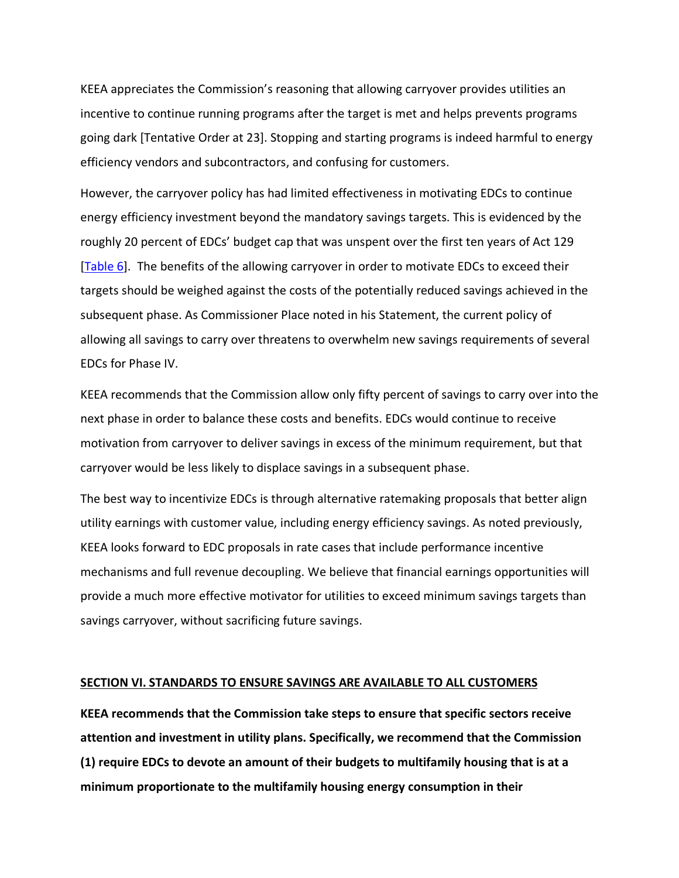KEEA appreciates the Commission's reasoning that allowing carryover provides utilities an incentive to continue running programs after the target is met and helps prevents programs going dark [Tentative Order at 23]. Stopping and starting programs is indeed harmful to energy efficiency vendors and subcontractors, and confusing for customers.

However, the carryover policy has had limited effectiveness in motivating EDCs to continue energy efficiency investment beyond the mandatory savings targets. This is evidenced by the roughly 20 percent of EDCs' budget cap that was unspent over the first ten years of Act 129 [Table 6]. The benefits of the allowing carryover in order to motivate EDCs to exceed their targets should be weighed against the costs of the potentially reduced savings achieved in the subsequent phase. As Commissioner Place noted in his Statement, the current policy of allowing all savings to carry over threatens to overwhelm new savings requirements of several EDCs for Phase IV.

KEEA recommends that the Commission allow only fifty percent of savings to carry over into the next phase in order to balance these costs and benefits. EDCs would continue to receive motivation from carryover to deliver savings in excess of the minimum requirement, but that carryover would be less likely to displace savings in a subsequent phase.

The best way to incentivize EDCs is through alternative ratemaking proposals that better align utility earnings with customer value, including energy efficiency savings. As noted previously, KEEA looks forward to EDC proposals in rate cases that include performance incentive mechanisms and full revenue decoupling. We believe that financial earnings opportunities will provide a much more effective motivator for utilities to exceed minimum savings targets than savings carryover, without sacrificing future savings.

## SECTION VI. STANDARDS TO ENSURE SAVINGS ARE AVAILABLE TO ALL CUSTOMERS

**KEEA recommends that the Commission take steps to ensure that specific sectors receive attention and investment in utility plans. Specifically, we recommend that the Commission (1) require EDCs to devote an amount of their budgets to multifamily housing that is at a minimum proportionate to the multifamily housing energy consumption in their**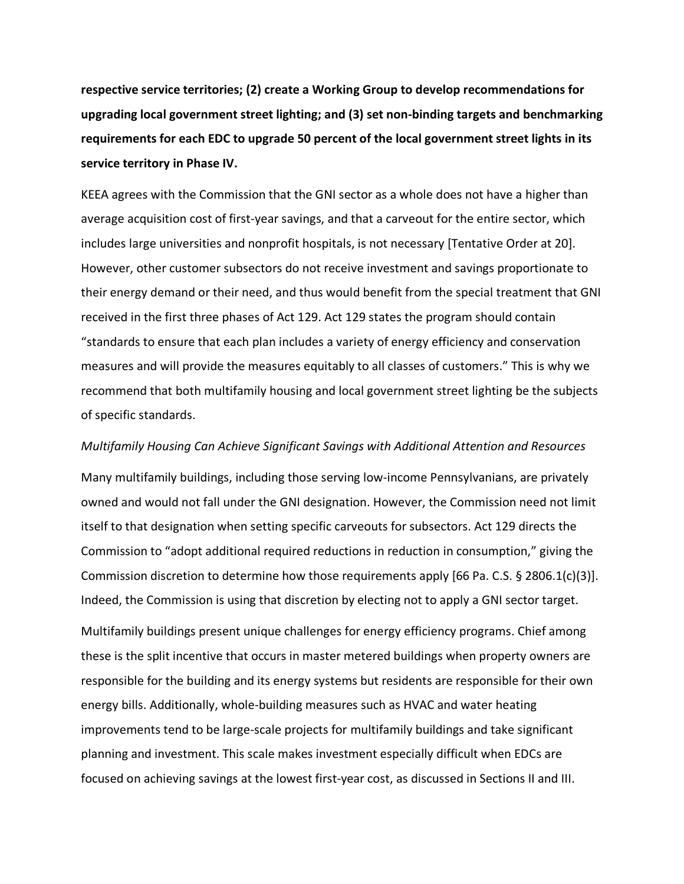**respective service territories; (2) create a Working Group to develop recommendations for upgrading local government street lighting; and (3) set non-binding targets and benchmarking requirements for each EDC to upgrade 50 percent of the local government street lights in its service territory in Phase IV.**

KEEA agrees with the Commission that the GNI sector as a whole does not have a higher than average acquisition cost of first-year savings, and that a carveout for the entire sector, which includes large universities and nonprofit hospitals, is not necessary [Tentative Order at 20]. However, other customer subsectors do not receive investment and savings proportionate to their energy demand or their need, and thus would benefit from the special treatment that GNI received in the first three phases of Act 129. Act 129 states the program should contain "standards to ensure that each plan includes a variety of energy efficiency and conservation measures and will provide the measures equitably to all classes of customers." This is why we recommend that both multifamily housing and local government street lighting be the subjects of specific standards.

*Multifamily Housing Can Achieve Significant Savings with Additional Attention and Resources*

Many multifamily buildings, including those serving low-income Pennsylvanians, are privately owned and would not fall under the GNI designation. However, the Commission need not limit itself to that designation when setting specific carveouts for subsectors. Act 129 directs the Commission to "adopt additional required reductions in reduction in consumption," giving the Commission discretion to determine how those requirements apply [66 Pa. C.S. § 2806.1(c)(3)]. Indeed, the Commission is using that discretion by electing not to apply a GNI sector target.

Multifamily buildings present unique challenges for energy efficiency programs. Chief among these is the split incentive that occurs in master metered buildings when property owners are responsible for the building and its energy systems but residents are responsible for their own energy bills. Additionally, whole-building measures such as HVAC and water heating improvements tend to be large-scale projects for multifamily buildings and take significant planning and investment. This scale makes investment especially difficult when EDCs are focused on achieving savings at the lowest first-year cost, as discussed in Sections II and III.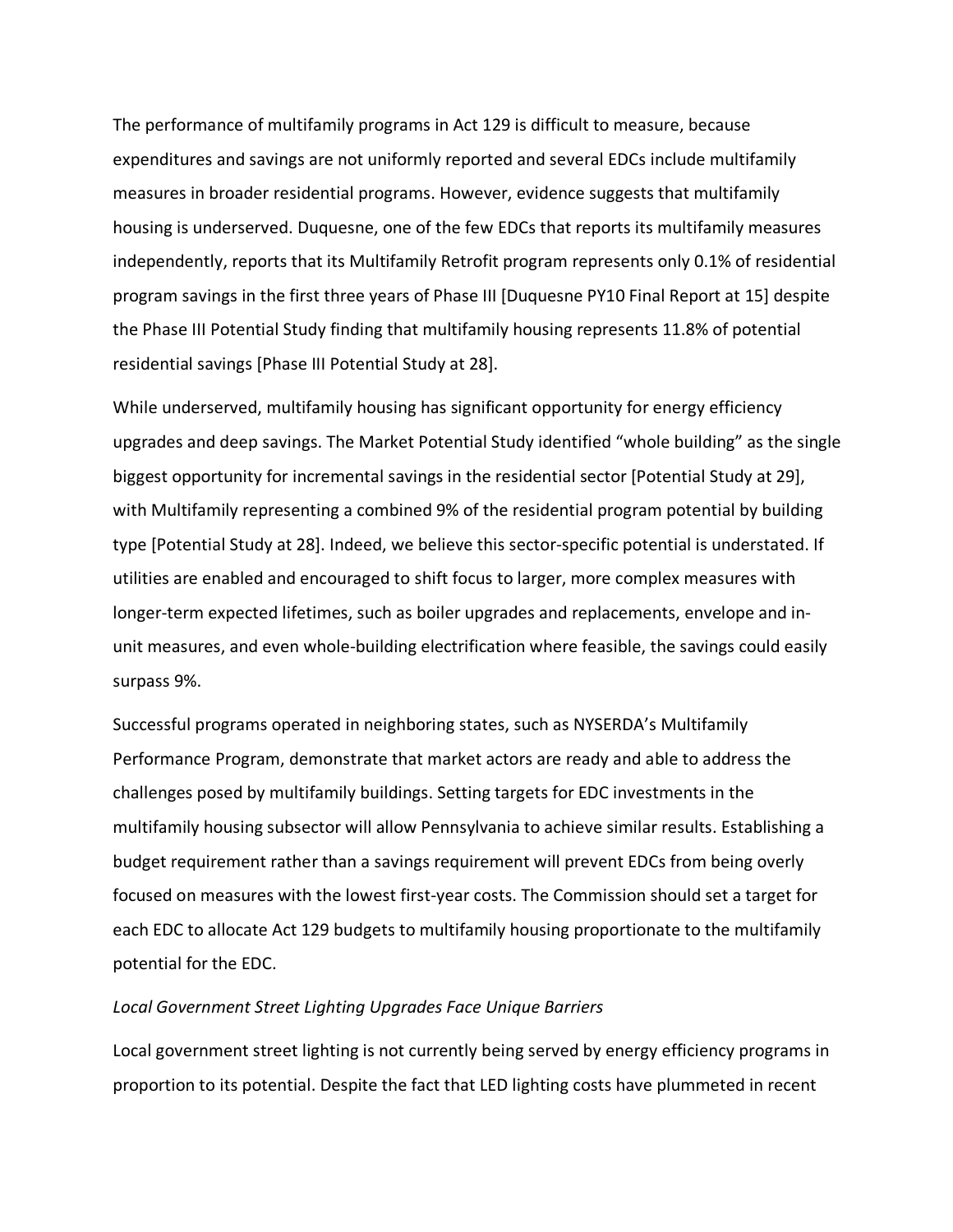The performance of multifamily programs in Act 129 is difficult to measure, because expenditures and savings are not uniformly reported and several EDCs include multifamily measures in broader residential programs. However, evidence suggests that multifamily housing is underserved. Duquesne, one of the few EDCs that reports its multifamily measures independently, reports that its Multifamily Retrofit program represents only 0.1% of residential program savings in the first three years of Phase III [Duquesne PY10 Final Report at 15] despite the Phase III Potential Study finding that multifamily housing represents 11.8% of potential residential savings [Phase III Potential Study at 28].

While underserved, multifamily housing has significant opportunity for energy efficiency upgrades and deep savings. The Market Potential Study identified "whole building" as the single biggest opportunity for incremental savings in the residential sector [Potential Study at 29], with Multifamily representing a combined 9% of the residential program potential by building type [Potential Study at 28]. Indeed, we believe this sector-specific potential is understated. If utilities are enabled and encouraged to shift focus to larger, more complex measures with longer-term expected lifetimes, such as boiler upgrades and replacements, envelope and in-unit measures, and even whole-building electrification where feasible, the savings could easily surpass 9%.

Successful programs operated in neighboring states, such as NYSERDA's Multifamily Performance Program, demonstrate that market actors are ready and able to address the challenges posed by multifamily buildings. Setting targets for EDC investments in the multifamily housing subsector will allow Pennsylvania to achieve similar results. Establishing a budget requirement rather than a savings requirement will prevent EDCs from being overly focused on measures with the lowest first-year costs. The Commission should set a target for each EDC to allocate Act 129 budgets to multifamily housing proportionate to the multifamily potential for the EDC.

*Local Government Street Lighting Upgrades Face Unique Barriers*

Local government street lighting is not currently being served by energy efficiency programs in proportion to its potential. Despite the fact that LED lighting costs have plummeted in recent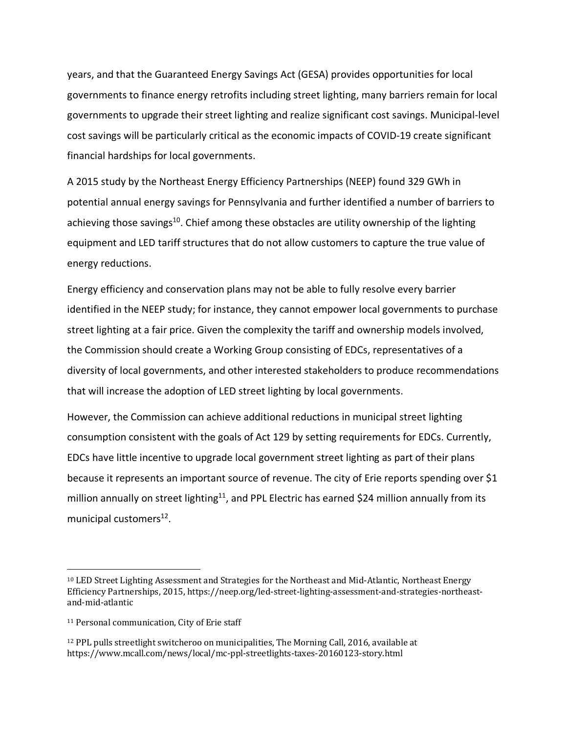years, and that the Guaranteed Energy Savings Act (GESA) provides opportunities for local governments to finance energy retrofits including street lighting, many barriers remain for local governments to upgrade their street lighting and realize significant cost savings. Municipal-level cost savings will be particularly critical as the economic impacts of COVID-19 create significant financial hardships for local governments.

A 2015 study by the Northeast Energy Efficiency Partnerships (NEEP) found 329 GWh in potential annual energy savings for Pennsylvania and further identified a number of barriers to achieving those savings[10]. Chief among these obstacles are utility ownership of the lighting equipment and LED tariff structures that do not allow customers to capture the true value of energy reductions.

Energy efficiency and conservation plans may not be able to fully resolve every barrier identified in the NEEP study; for instance, they cannot empower local governments to purchase street lighting at a fair price. Given the complexity the tariff and ownership models involved, the Commission should create a Working Group consisting of EDCs, representatives of a diversity of local governments, and other interested stakeholders to produce recommendations that will increase the adoption of LED street lighting by local governments.

However, the Commission can achieve additional reductions in municipal street lighting consumption consistent with the goals of Act 129 by setting requirements for EDCs. Currently, EDCs have little incentive to upgrade local government street lighting as part of their plans because it represents an important source of revenue. The city of Erie reports spending over $1 million annually on street lighting[11], and PPL Electric has earned $24 million annually from its municipal customers[12].

---

[10] LED Street Lighting Assessment and Strategies for the Northeast and Mid-Atlantic, Northeast Energy Efficiency Partnerships, 2015, https://neep.org/led-street-lighting-assessment-and-strategies-northeast-and-mid-atlantic

[11] Personal communication, City of Erie staff

[12] PPL pulls streetlight switcheroo on municipalities, The Morning Call, 2016, available at https://www.mcall.com/news/local/mc-ppl-streetlights-taxes-20160123-story.html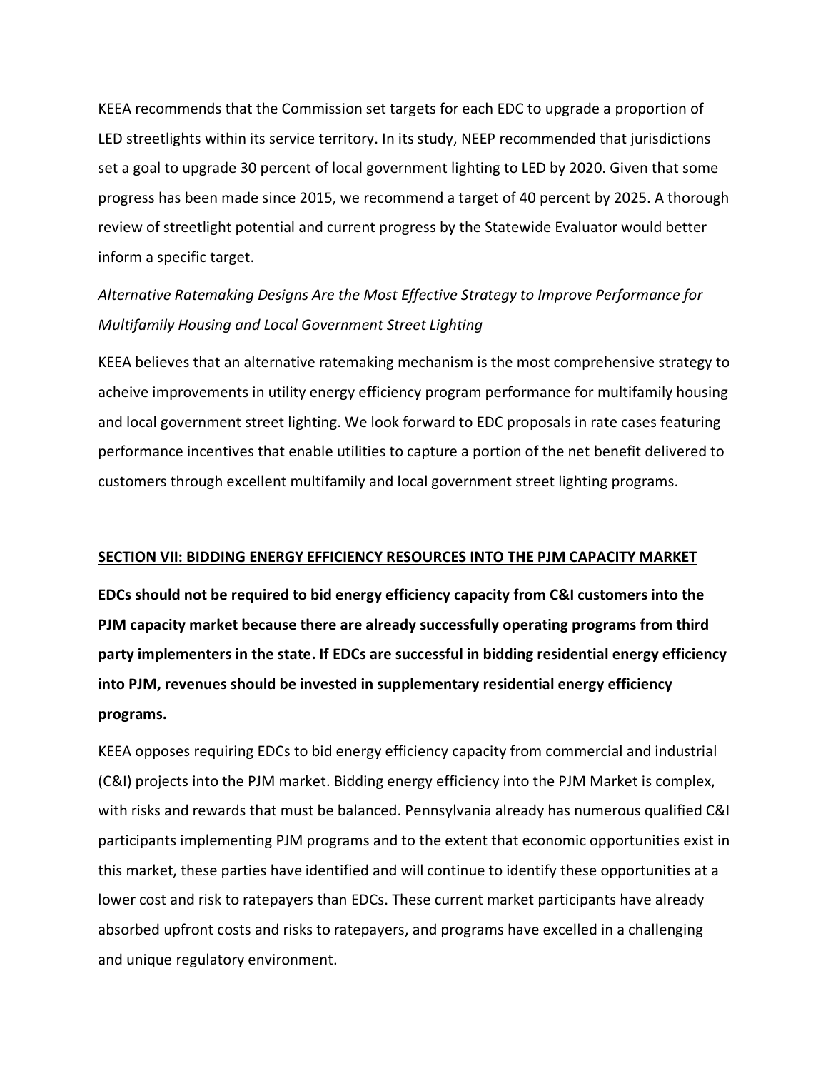KEEA recommends that the Commission set targets for each EDC to upgrade a proportion of LED streetlights within its service territory. In its study, NEEP recommended that jurisdictions set a goal to upgrade 30 percent of local government lighting to LED by 2020. Given that some progress has been made since 2015, we recommend a target of 40 percent by 2025. A thorough review of streetlight potential and current progress by the Statewide Evaluator would better inform a specific target.

*Alternative Ratemaking Designs Are the Most Effective Strategy to Improve Performance for Multifamily Housing and Local Government Street Lighting*

KEEA believes that an alternative ratemaking mechanism is the most comprehensive strategy to acheive improvements in utility energy efficiency program performance for multifamily housing and local government street lighting. We look forward to EDC proposals in rate cases featuring performance incentives that enable utilities to capture a portion of the net benefit delivered to customers through excellent multifamily and local government street lighting programs.

## SECTION VII: BIDDING ENERGY EFFICIENCY RESOURCES INTO THE PJM CAPACITY MARKET

**EDCs should not be required to bid energy efficiency capacity from C&I customers into the PJM capacity market because there are already successfully operating programs from third party implementers in the state. If EDCs are successful in bidding residential energy efficiency into PJM, revenues should be invested in supplementary residential energy efficiency programs.**

KEEA opposes requiring EDCs to bid energy efficiency capacity from commercial and industrial (C&I) projects into the PJM market. Bidding energy efficiency into the PJM Market is complex, with risks and rewards that must be balanced. Pennsylvania already has numerous qualified C&I participants implementing PJM programs and to the extent that economic opportunities exist in this market, these parties have identified and will continue to identify these opportunities at a lower cost and risk to ratepayers than EDCs. These current market participants have already absorbed upfront costs and risks to ratepayers, and programs have excelled in a challenging and unique regulatory environment.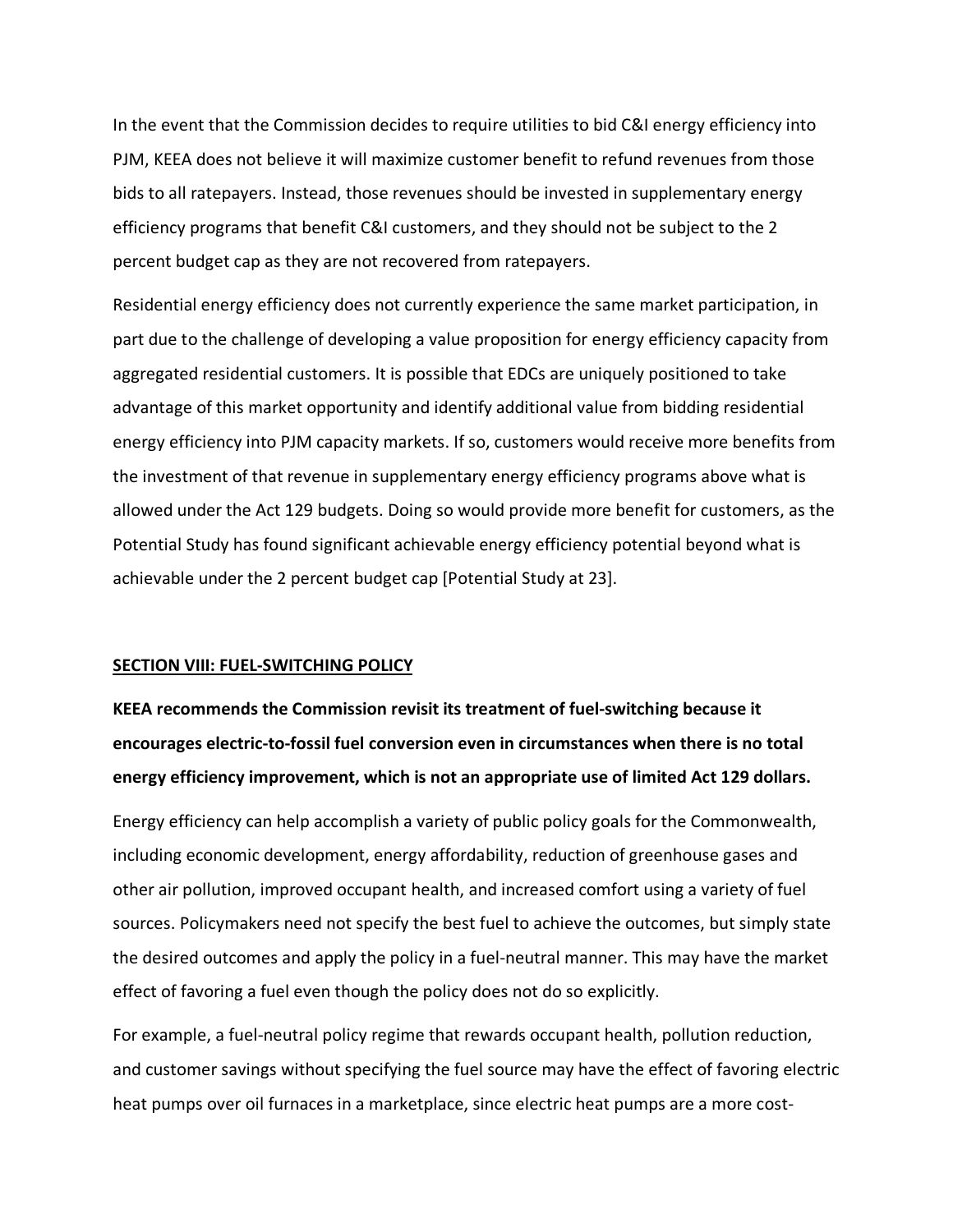In the event that the Commission decides to require utilities to bid C&I energy efficiency into PJM, KEEA does not believe it will maximize customer benefit to refund revenues from those bids to all ratepayers. Instead, those revenues should be invested in supplementary energy efficiency programs that benefit C&I customers, and they should not be subject to the 2 percent budget cap as they are not recovered from ratepayers.

Residential energy efficiency does not currently experience the same market participation, in part due to the challenge of developing a value proposition for energy efficiency capacity from aggregated residential customers. It is possible that EDCs are uniquely positioned to take advantage of this market opportunity and identify additional value from bidding residential energy efficiency into PJM capacity markets. If so, customers would receive more benefits from the investment of that revenue in supplementary energy efficiency programs above what is allowed under the Act 129 budgets. Doing so would provide more benefit for customers, as the Potential Study has found significant achievable energy efficiency potential beyond what is achievable under the 2 percent budget cap [Potential Study at 23].

## SECTION VIII: FUEL-SWITCHING POLICY

**KEEA recommends the Commission revisit its treatment of fuel-switching because it encourages electric-to-fossil fuel conversion even in circumstances when there is no total energy efficiency improvement, which is not an appropriate use of limited Act 129 dollars.**

Energy efficiency can help accomplish a variety of public policy goals for the Commonwealth, including economic development, energy affordability, reduction of greenhouse gases and other air pollution, improved occupant health, and increased comfort using a variety of fuel sources. Policymakers need not specify the best fuel to achieve the outcomes, but simply state the desired outcomes and apply the policy in a fuel-neutral manner. This may have the market effect of favoring a fuel even though the policy does not do so explicitly.

For example, a fuel-neutral policy regime that rewards occupant health, pollution reduction, and customer savings without specifying the fuel source may have the effect of favoring electric heat pumps over oil furnaces in a marketplace, since electric heat pumps are a more cost-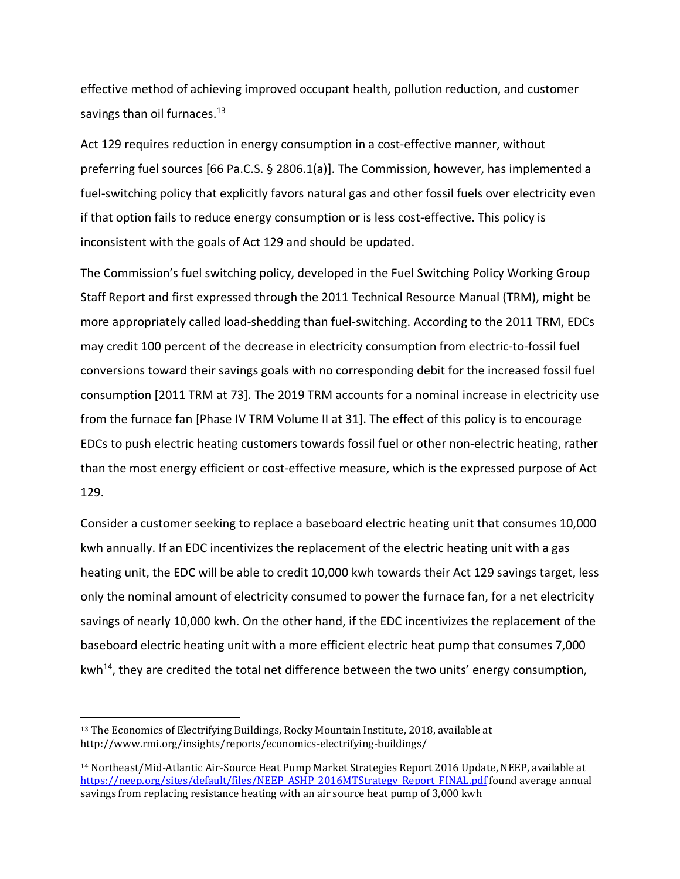effective method of achieving improved occupant health, pollution reduction, and customer savings than oil furnaces.[13]

Act 129 requires reduction in energy consumption in a cost-effective manner, without preferring fuel sources [66 Pa.C.S. § 2806.1(a)]. The Commission, however, has implemented a fuel-switching policy that explicitly favors natural gas and other fossil fuels over electricity even if that option fails to reduce energy consumption or is less cost-effective. This policy is inconsistent with the goals of Act 129 and should be updated.

The Commission's fuel switching policy, developed in the Fuel Switching Policy Working Group Staff Report and first expressed through the 2011 Technical Resource Manual (TRM), might be more appropriately called load-shedding than fuel-switching. According to the 2011 TRM, EDCs may credit 100 percent of the decrease in electricity consumption from electric-to-fossil fuel conversions toward their savings goals with no corresponding debit for the increased fossil fuel consumption [2011 TRM at 73]. The 2019 TRM accounts for a nominal increase in electricity use from the furnace fan [Phase IV TRM Volume II at 31]. The effect of this policy is to encourage EDCs to push electric heating customers towards fossil fuel or other non-electric heating, rather than the most energy efficient or cost-effective measure, which is the expressed purpose of Act 129.

Consider a customer seeking to replace a baseboard electric heating unit that consumes 10,000 kwh annually. If an EDC incentivizes the replacement of the electric heating unit with a gas heating unit, the EDC will be able to credit 10,000 kwh towards their Act 129 savings target, less only the nominal amount of electricity consumed to power the furnace fan, for a net electricity savings of nearly 10,000 kwh. On the other hand, if the EDC incentivizes the replacement of the baseboard electric heating unit with a more efficient electric heat pump that consumes 7,000 kwh[14], they are credited the total net difference between the two units' energy consumption,

---

[13] The Economics of Electrifying Buildings, Rocky Mountain Institute, 2018, available at http://www.rmi.org/insights/reports/economics-electrifying-buildings/

[14] Northeast/Mid-Atlantic Air-Source Heat Pump Market Strategies Report 2016 Update, NEEP, available at https://neep.org/sites/default/files/NEEP_ASHP_2016MTStrategy_Report_FINAL.pdf found average annual savings from replacing resistance heating with an air source heat pump of 3,000 kwh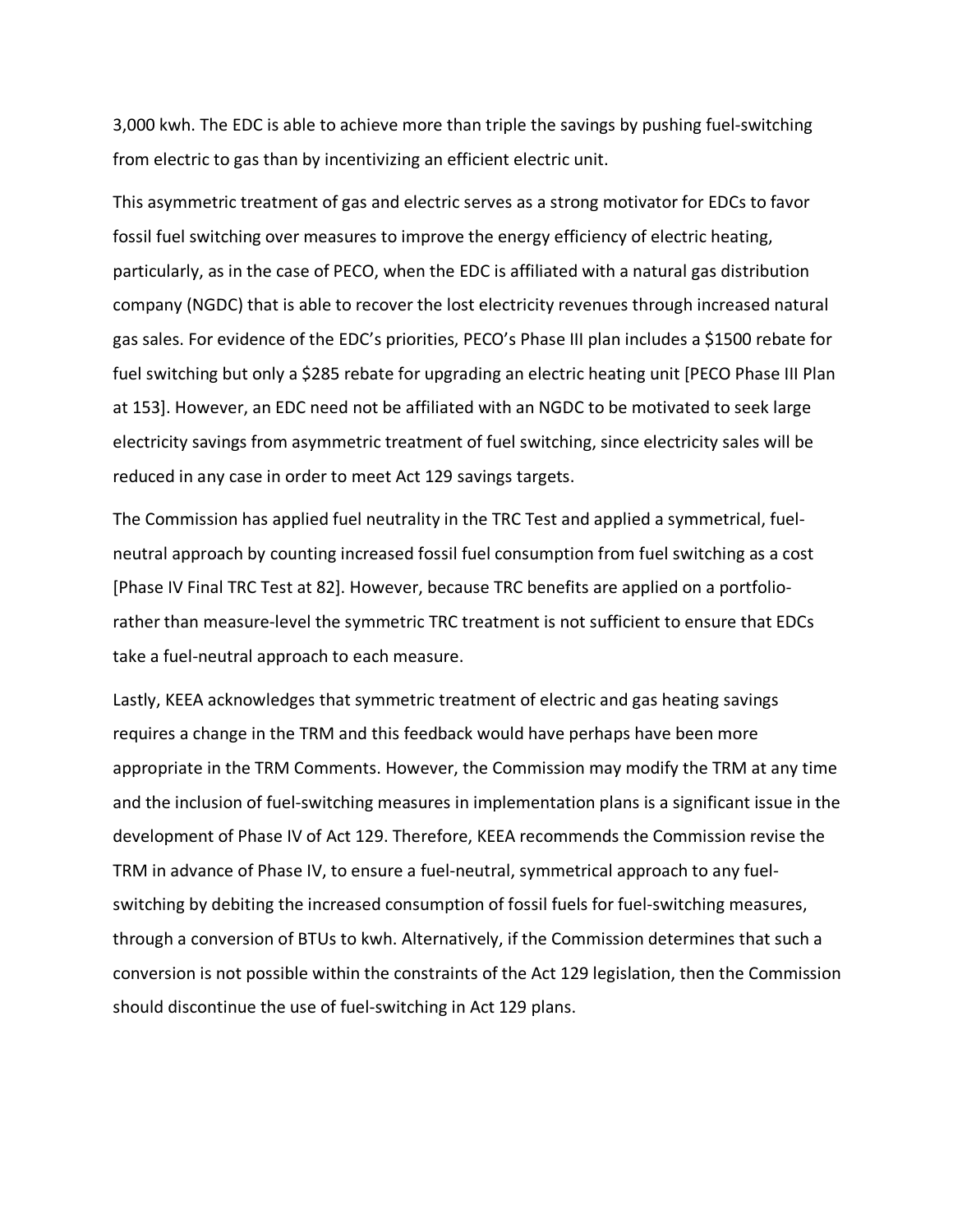3,000 kwh. The EDC is able to achieve more than triple the savings by pushing fuel-switching from electric to gas than by incentivizing an efficient electric unit.

This asymmetric treatment of gas and electric serves as a strong motivator for EDCs to favor fossil fuel switching over measures to improve the energy efficiency of electric heating, particularly, as in the case of PECO, when the EDC is affiliated with a natural gas distribution company (NGDC) that is able to recover the lost electricity revenues through increased natural gas sales. For evidence of the EDC's priorities, PECO's Phase III plan includes a $1500 rebate for fuel switching but only a $285 rebate for upgrading an electric heating unit [PECO Phase III Plan at 153]. However, an EDC need not be affiliated with an NGDC to be motivated to seek large electricity savings from asymmetric treatment of fuel switching, since electricity sales will be reduced in any case in order to meet Act 129 savings targets.

The Commission has applied fuel neutrality in the TRC Test and applied a symmetrical, fuel-neutral approach by counting increased fossil fuel consumption from fuel switching as a cost [Phase IV Final TRC Test at 82]. However, because TRC benefits are applied on a portfolio- rather than measure-level the symmetric TRC treatment is not sufficient to ensure that EDCs take a fuel-neutral approach to each measure.

Lastly, KEEA acknowledges that symmetric treatment of electric and gas heating savings requires a change in the TRM and this feedback would have perhaps have been more appropriate in the TRM Comments. However, the Commission may modify the TRM at any time and the inclusion of fuel-switching measures in implementation plans is a significant issue in the development of Phase IV of Act 129. Therefore, KEEA recommends the Commission revise the TRM in advance of Phase IV, to ensure a fuel-neutral, symmetrical approach to any fuel-switching by debiting the increased consumption of fossil fuels for fuel-switching measures, through a conversion of BTUs to kwh. Alternatively, if the Commission determines that such a conversion is not possible within the constraints of the Act 129 legislation, then the Commission should discontinue the use of fuel-switching in Act 129 plans.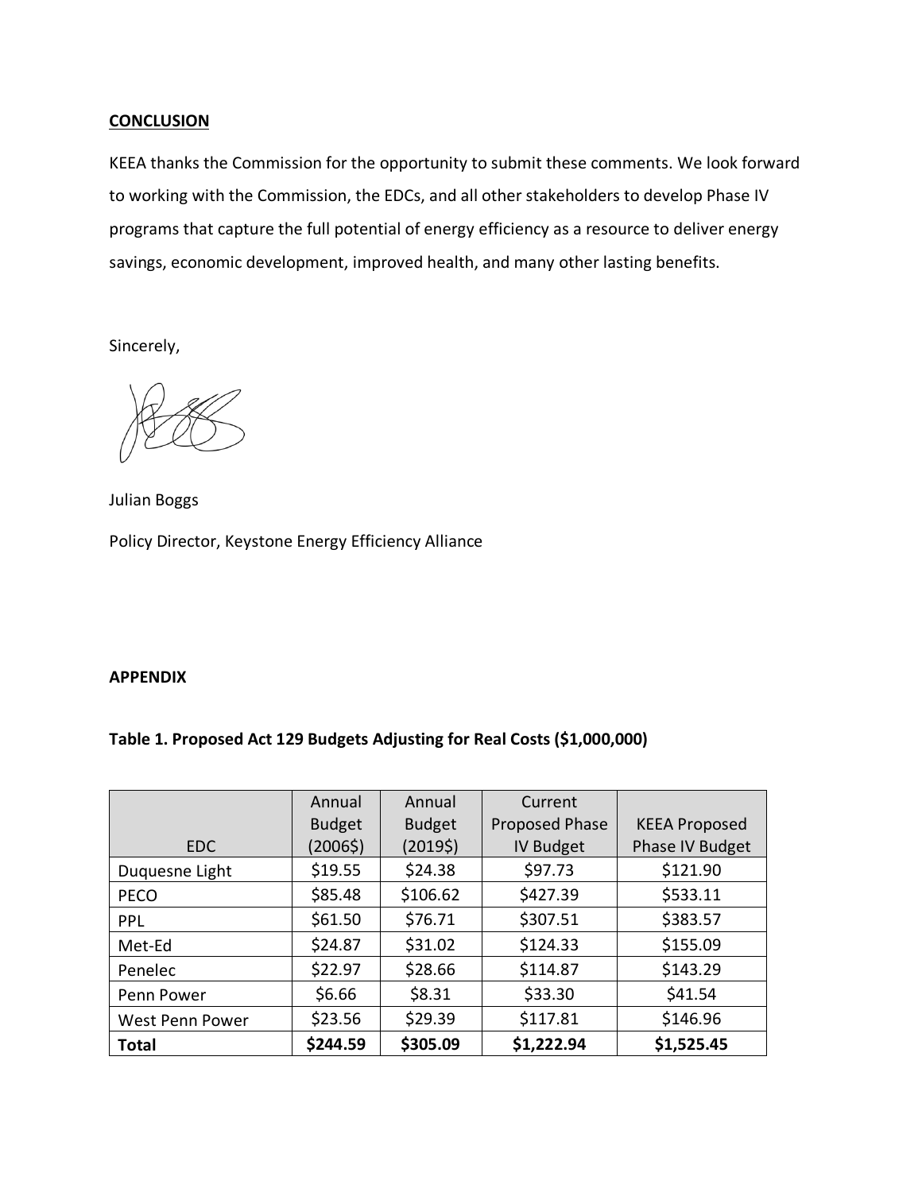**CONCLUSION**

KEEA thanks the Commission for the opportunity to submit these comments. We look forward to working with the Commission, the EDCs, and all other stakeholders to develop Phase IV programs that capture the full potential of energy efficiency as a resource to deliver energy savings, economic development, improved health, and many other lasting benefits.

Sincerely,

Julian Boggs

Policy Director, Keystone Energy Efficiency Alliance

**APPENDIX**

**Table 1. Proposed Act 129 Budgets Adjusting for Real Costs ($1,000,000)**

| EDC | Annual Budget (2006$) | Annual Budget (2019$) | Current Proposed Phase IV Budget | KEEA Proposed Phase IV Budget |
|---|---|---|---|---|
| Duquesne Light | $19.55 | $24.38 | $97.73 | $121.90 |
| PECO | $85.48 | $106.62 | $427.39 | $533.11 |
| PPL | $61.50 | $76.71 | $307.51 | $383.57 |
| Met-Ed | $24.87 | $31.02 | $124.33 | $155.09 |
| Penelec | $22.97 | $28.66 | $114.87 | $143.29 |
| Penn Power | $6.66 | $8.31 | $33.30 | $41.54 |
| West Penn Power | $23.56 | $29.39 | $117.81 | $146.96 |
| **Total** | **$244.59** | **$305.09** | **$1,222.94** | **$1,525.45** |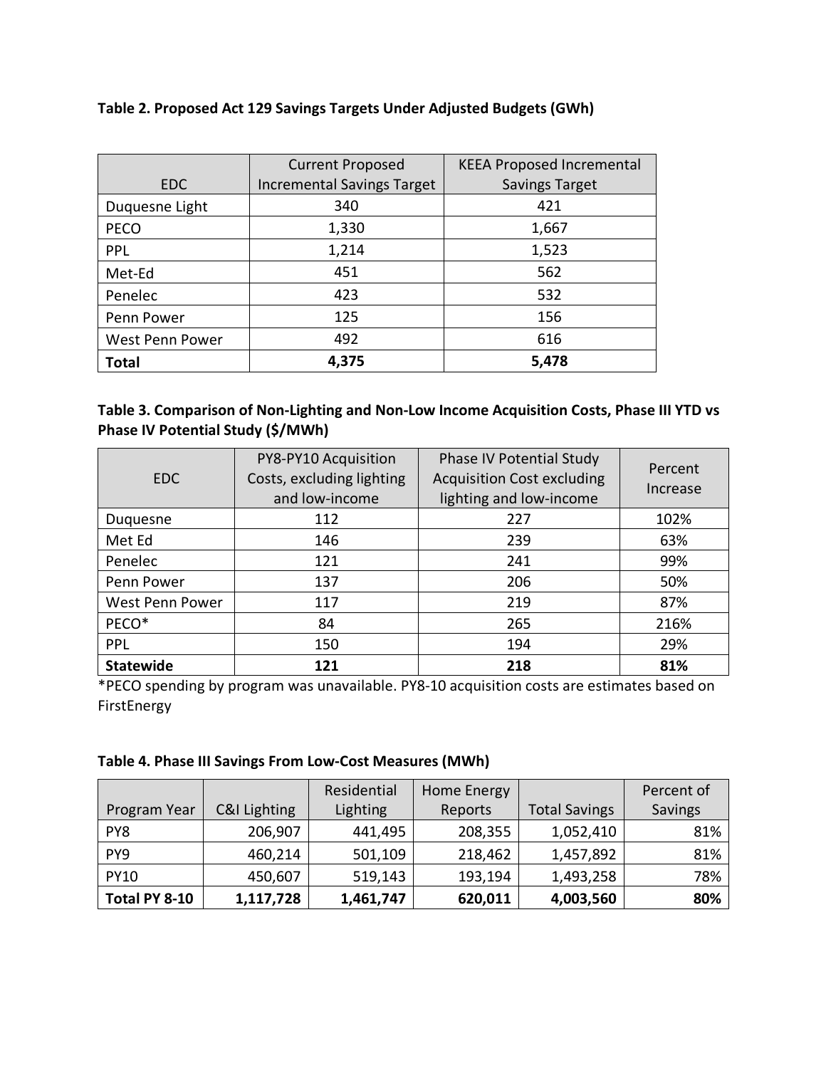**Table 2. Proposed Act 129 Savings Targets Under Adjusted Budgets (GWh)**

| EDC | Current Proposed Incremental Savings Target | KEEA Proposed Incremental Savings Target |
|---|---|---|
| Duquesne Light | 340 | 421 |
| PECO | 1,330 | 1,667 |
| PPL | 1,214 | 1,523 |
| Met-Ed | 451 | 562 |
| Penelec | 423 | 532 |
| Penn Power | 125 | 156 |
| West Penn Power | 492 | 616 |
| **Total** | **4,375** | **5,478** |

**Table 3. Comparison of Non-Lighting and Non-Low Income Acquisition Costs, Phase III YTD vs Phase IV Potential Study ($/MWh)**

| EDC | PY8-PY10 Acquisition Costs, excluding lighting and low-income | Phase IV Potential Study Acquisition Cost excluding lighting and low-income | Percent Increase |
|---|---|---|---|
| Duquesne | 112 | 227 | 102% |
| Met Ed | 146 | 239 | 63% |
| Penelec | 121 | 241 | 99% |
| Penn Power | 137 | 206 | 50% |
| West Penn Power | 117 | 219 | 87% |
| PECO* | 84 | 265 | 216% |
| PPL | 150 | 194 | 29% |
| **Statewide** | **121** | **218** | **81%** |

*PECO spending by program was unavailable. PY8-10 acquisition costs are estimates based on FirstEnergy

**Table 4. Phase III Savings From Low-Cost Measures (MWh)**

| Program Year | C&I Lighting | Residential Lighting | Home Energy Reports | Total Savings | Percent of Savings |
|---|---|---|---|---|---|
| PY8 | 206,907 | 441,495 | 208,355 | 1,052,410 | 81% |
| PY9 | 460,214 | 501,109 | 218,462 | 1,457,892 | 81% |
| PY10 | 450,607 | 519,143 | 193,194 | 1,493,258 | 78% |
| **Total PY 8-10** | **1,117,728** | **1,461,747** | **620,011** | **4,003,560** | **80%** |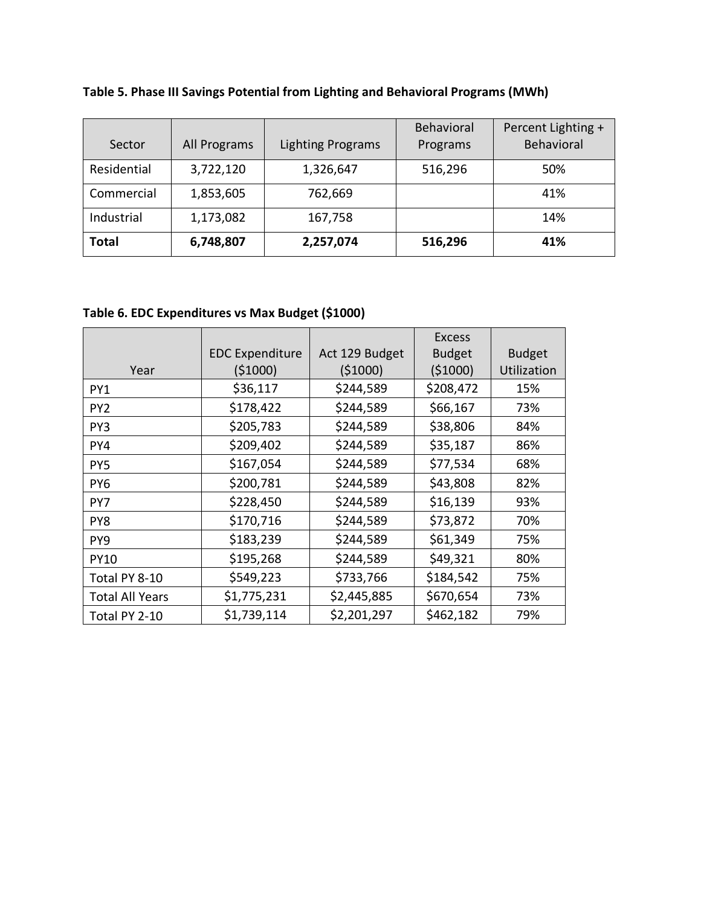**Table 5. Phase III Savings Potential from Lighting and Behavioral Programs (MWh)**

| Sector | All Programs | Lighting Programs | Behavioral Programs | Percent Lighting + Behavioral |
|---|---|---|---|---|
| Residential | 3,722,120 | 1,326,647 | 516,296 | 50% |
| Commercial | 1,853,605 | 762,669 | | 41% |
| Industrial | 1,173,082 | 167,758 | | 14% |
| **Total** | **6,748,807** | **2,257,074** | **516,296** | **41%** |

**Table 6. EDC Expenditures vs Max Budget ($1000)**

| Year | EDC Expenditure ($1000) | Act 129 Budget ($1000) | Excess Budget ($1000) | Budget Utilization |
|---|---|---|---|---|
| PY1 | $36,117 | $244,589 | $208,472 | 15% |
| PY2 | $178,422 | $244,589 | $66,167 | 73% |
| PY3 | $205,783 | $244,589 | $38,806 | 84% |
| PY4 | $209,402 | $244,589 | $35,187 | 86% |
| PY5 | $167,054 | $244,589 | $77,534 | 68% |
| PY6 | $200,781 | $244,589 | $43,808 | 82% |
| PY7 | $228,450 | $244,589 | $16,139 | 93% |
| PY8 | $170,716 | $244,589 | $73,872 | 70% |
| PY9 | $183,239 | $244,589 | $61,349 | 75% |
| PY10 | $195,268 | $244,589 | $49,321 | 80% |
| Total PY 8-10 | $549,223 | $733,766 | $184,542 | 75% |
| Total All Years | $1,775,231 | $2,445,885 | $670,654 | 73% |
| Total PY 2-10 | $1,739,114 | $2,201,297 | $462,182 | 79% |